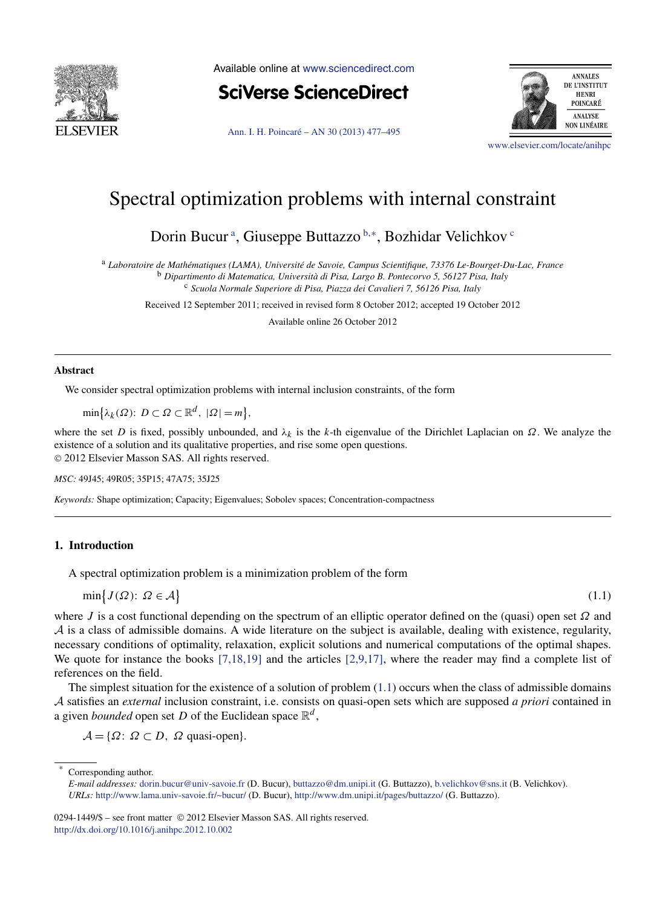# Spectral optimization problems with internal constraint

Dorin Bucur [a], Giuseppe Buttazzo [b,*], Bozhidar Velichkov [c]

[a] *Laboratoire de Mathématiques (LAMA), Université de Savoie, Campus Scientifique, 73376 Le-Bourget-Du-Lac, France*
[b] *Dipartimento di Matematica, Università di Pisa, Largo B. Pontecorvo 5, 56127 Pisa, Italy*
[c] *Scuola Normale Superiore di Pisa, Piazza dei Cavalieri 7, 56126 Pisa, Italy*

Received 12 September 2011; received in revised form 8 October 2012; accepted 19 October 2012

Available online 26 October 2012

## Abstract

We consider spectral optimization problems with internal inclusion constraints, of the form

$$\min\{\lambda_k(\Omega):\ D\subset\Omega\subset\mathbb{R}^d,\ |\Omega|=m\},$$

where the set $D$ is fixed, possibly unbounded, and $\lambda_k$ is the $k$-th eigenvalue of the Dirichlet Laplacian on $\Omega$. We analyze the existence of a solution and its qualitative properties, and rise some open questions.
© 2012 Elsevier Masson SAS. All rights reserved.

*MSC:* 49J45; 49R05; 35P15; 47A75; 35J25

*Keywords:* Shape optimization; Capacity; Eigenvalues; Sobolev spaces; Concentration-compactness

## 1. Introduction

A spectral optimization problem is a minimization problem of the form

$$\min\{J(\Omega):\ \Omega\in\mathcal{A}\} \tag{1.1}$$

where $J$ is a cost functional depending on the spectrum of an elliptic operator defined on the (quasi) open set $\Omega$ and $\mathcal{A}$ is a class of admissible domains. A wide literature on the subject is available, dealing with existence, regularity, necessary conditions of optimality, relaxation, explicit solutions and numerical computations of the optimal shapes. We quote for instance the books [7,18,19] and the articles [2,9,17], where the reader may find a complete list of references on the field.

The simplest situation for the existence of a solution of problem (1.1) occurs when the class of admissible domains $\mathcal{A}$ satisfies an *external* inclusion constraint, i.e. consists on quasi-open sets which are supposed *a priori* contained in a given *bounded* open set $D$ of the Euclidean space $\mathbb{R}^d$,

$$\mathcal{A}=\{\Omega:\ \Omega\subset D,\ \Omega\ \text{quasi-open}\}.$$

---

* Corresponding author.
*E-mail addresses:* dorin.bucur@univ-savoie.fr (D. Bucur), buttazzo@dm.unipi.it (G. Buttazzo), b.velichkov@sns.it (B. Velichkov).
*URLs:* http://www.lama.univ-savoie.fr/~bucur/ (D. Bucur), http://www.dm.unipi.it/pages/buttazzo/ (G. Buttazzo).

0294-1449/$ – see front matter © 2012 Elsevier Masson SAS. All rights reserved.
http://dx.doi.org/10.1016/j.anihpc.2012.10.002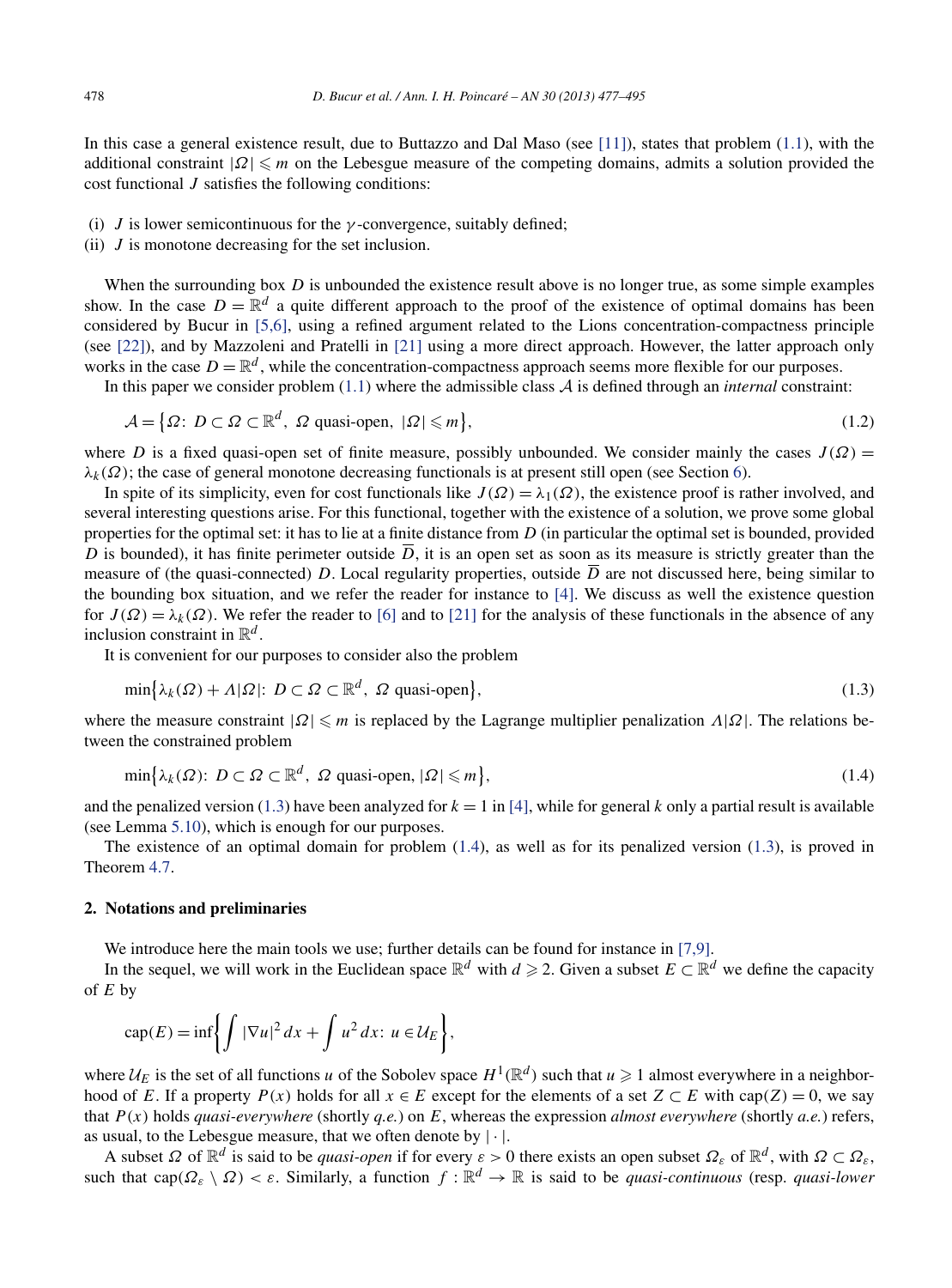In this case a general existence result, due to Buttazzo and Dal Maso (see [11]), states that problem (1.1), with the additional constraint $|\Omega| \leqslant m$ on the Lebesgue measure of the competing domains, admits a solution provided the cost functional $J$ satisfies the following conditions:

(i) $J$ is lower semicontinuous for the $\gamma$-convergence, suitably defined;
(ii) $J$ is monotone decreasing for the set inclusion.

When the surrounding box $D$ is unbounded the existence result above is no longer true, as some simple examples show. In the case $D = \mathbb{R}^d$ a quite different approach to the proof of the existence of optimal domains has been considered by Bucur in [5,6], using a refined argument related to the Lions concentration-compactness principle (see [22]), and by Mazzoleni and Pratelli in [21] using a more direct approach. However, the latter approach only works in the case $D = \mathbb{R}^d$, while the concentration-compactness approach seems more flexible for our purposes.

In this paper we consider problem (1.1) where the admissible class $\mathcal{A}$ is defined through an *internal* constraint:

$$\mathcal{A} = \{\Omega\colon\ D \subset \Omega \subset \mathbb{R}^d,\ \Omega \text{ quasi-open},\ |\Omega| \leqslant m\}, \tag{1.2}$$

where $D$ is a fixed quasi-open set of finite measure, possibly unbounded. We consider mainly the cases $J(\Omega) = \lambda_k(\Omega)$; the case of general monotone decreasing functionals is at present still open (see Section 6).

In spite of its simplicity, even for cost functionals like $J(\Omega) = \lambda_1(\Omega)$, the existence proof is rather involved, and several interesting questions arise. For this functional, together with the existence of a solution, we prove some global properties for the optimal set: it has to lie at a finite distance from $D$ (in particular the optimal set is bounded, provided $D$ is bounded), it has finite perimeter outside $\overline{D}$, it is an open set as soon as its measure is strictly greater than the measure of (the quasi-connected) $D$. Local regularity properties, outside $\overline{D}$ are not discussed here, being similar to the bounding box situation, and we refer the reader for instance to [4]. We discuss as well the existence question for $J(\Omega) = \lambda_k(\Omega)$. We refer the reader to [6] and to [21] for the analysis of these functionals in the absence of any inclusion constraint in $\mathbb{R}^d$.

It is convenient for our purposes to consider also the problem

$$\min\{\lambda_k(\Omega) + \Lambda|\Omega|\colon\ D \subset \Omega \subset \mathbb{R}^d,\ \Omega \text{ quasi-open}\}, \tag{1.3}$$

where the measure constraint $|\Omega| \leqslant m$ is replaced by the Lagrange multiplier penalization $\Lambda|\Omega|$. The relations between the constrained problem

$$\min\{\lambda_k(\Omega)\colon\ D \subset \Omega \subset \mathbb{R}^d,\ \Omega \text{ quasi-open},\ |\Omega| \leqslant m\}, \tag{1.4}$$

and the penalized version (1.3) have been analyzed for $k = 1$ in [4], while for general $k$ only a partial result is available (see Lemma 5.10), which is enough for our purposes.

The existence of an optimal domain for problem (1.4), as well as for its penalized version (1.3), is proved in Theorem 4.7.

## 2. Notations and preliminaries

We introduce here the main tools we use; further details can be found for instance in [7,9].

In the sequel, we will work in the Euclidean space $\mathbb{R}^d$ with $d \geqslant 2$. Given a subset $E \subset \mathbb{R}^d$ we define the capacity of $E$ by

$$\operatorname{cap}(E) = \inf\left\{\int |\nabla u|^2\,dx + \int u^2\,dx\colon\ u \in \mathcal{U}_E\right\},$$

where $\mathcal{U}_E$ is the set of all functions $u$ of the Sobolev space $H^1(\mathbb{R}^d)$ such that $u \geqslant 1$ almost everywhere in a neighborhood of $E$. If a property $P(x)$ holds for all $x \in E$ except for the elements of a set $Z \subset E$ with $\operatorname{cap}(Z) = 0$, we say that $P(x)$ holds *quasi-everywhere* (shortly *q.e.*) on $E$, whereas the expression *almost everywhere* (shortly *a.e.*) refers, as usual, to the Lebesgue measure, that we often denote by $|\cdot|$.

A subset $\Omega$ of $\mathbb{R}^d$ is said to be *quasi-open* if for every $\varepsilon > 0$ there exists an open subset $\Omega_\varepsilon$ of $\mathbb{R}^d$, with $\Omega \subset \Omega_\varepsilon$, such that $\operatorname{cap}(\Omega_\varepsilon \setminus \Omega) < \varepsilon$. Similarly, a function $f : \mathbb{R}^d \to \mathbb{R}$ is said to be *quasi-continuous* (resp. *quasi-lower*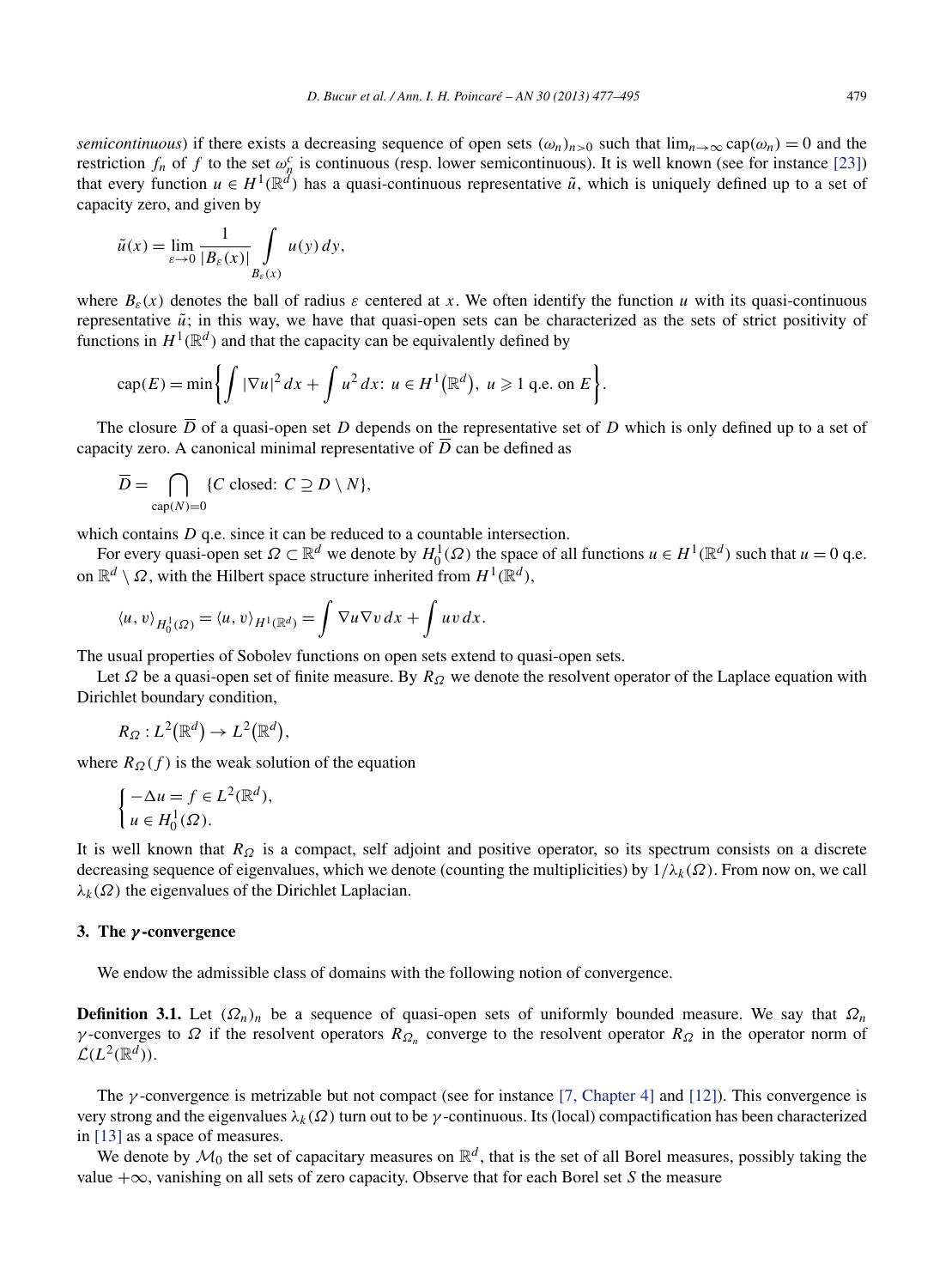*semicontinuous*) if there exists a decreasing sequence of open sets $(\omega_n)_{n>0}$ such that $\lim_{n\to\infty} \mathrm{cap}(\omega_n) = 0$ and the restriction $f_n$ of $f$ to the set $\omega_n^c$ is continuous (resp. lower semicontinuous). It is well known (see for instance [23]) that every function $u \in H^1(\mathbb{R}^d)$ has a quasi-continuous representative $\tilde{u}$, which is uniquely defined up to a set of capacity zero, and given by

$$\tilde{u}(x) = \lim_{\varepsilon\to 0} \frac{1}{|B_\varepsilon(x)|} \int_{B_\varepsilon(x)} u(y)\, dy,$$

where $B_\varepsilon(x)$ denotes the ball of radius $\varepsilon$ centered at $x$. We often identify the function $u$ with its quasi-continuous representative $\tilde{u}$; in this way, we have that quasi-open sets can be characterized as the sets of strict positivity of functions in $H^1(\mathbb{R}^d)$ and that the capacity can be equivalently defined by

$$\mathrm{cap}(E) = \min\left\{ \int |\nabla u|^2\, dx + \int u^2\, dx:\ u \in H^1(\mathbb{R}^d),\ u \geqslant 1 \text{ q.e. on } E \right\}.$$

The closure $\overline{D}$ of a quasi-open set $D$ depends on the representative set of $D$ which is only defined up to a set of capacity zero. A canonical minimal representative of $\overline{D}$ can be defined as

$$\overline{D} = \bigcap_{\mathrm{cap}(N)=0} \{C \text{ closed: } C \supseteq D \setminus N\},$$

which contains $D$ q.e. since it can be reduced to a countable intersection.

For every quasi-open set $\Omega \subset \mathbb{R}^d$ we denote by $H_0^1(\Omega)$ the space of all functions $u \in H^1(\mathbb{R}^d)$ such that $u = 0$ q.e. on $\mathbb{R}^d \setminus \Omega$, with the Hilbert space structure inherited from $H^1(\mathbb{R}^d)$,

$$\langle u, v\rangle_{H_0^1(\Omega)} = \langle u, v\rangle_{H^1(\mathbb{R}^d)} = \int \nabla u \nabla v\, dx + \int uv\, dx.$$

The usual properties of Sobolev functions on open sets extend to quasi-open sets.

Let $\Omega$ be a quasi-open set of finite measure. By $R_\Omega$ we denote the resolvent operator of the Laplace equation with Dirichlet boundary condition,

$$R_\Omega : L^2(\mathbb{R}^d) \to L^2(\mathbb{R}^d),$$

where $R_\Omega(f)$ is the weak solution of the equation

$$\begin{cases} -\Delta u = f \in L^2(\mathbb{R}^d), \\ u \in H_0^1(\Omega). \end{cases}$$

It is well known that $R_\Omega$ is a compact, self adjoint and positive operator, so its spectrum consists on a discrete decreasing sequence of eigenvalues, which we denote (counting the multiplicities) by $1/\lambda_k(\Omega)$. From now on, we call $\lambda_k(\Omega)$ the eigenvalues of the Dirichlet Laplacian.

## 3. The $\gamma$-convergence

We endow the admissible class of domains with the following notion of convergence.

**Definition 3.1.** Let $(\Omega_n)_n$ be a sequence of quasi-open sets of uniformly bounded measure. We say that $\Omega_n$ $\gamma$-converges to $\Omega$ if the resolvent operators $R_{\Omega_n}$ converge to the resolvent operator $R_\Omega$ in the operator norm of $\mathcal{L}(L^2(\mathbb{R}^d))$.

The $\gamma$-convergence is metrizable but not compact (see for instance [7, Chapter 4] and [12]). This convergence is very strong and the eigenvalues $\lambda_k(\Omega)$ turn out to be $\gamma$-continuous. Its (local) compactification has been characterized in [13] as a space of measures.

We denote by $\mathcal{M}_0$ the set of capacitary measures on $\mathbb{R}^d$, that is the set of all Borel measures, possibly taking the value $+\infty$, vanishing on all sets of zero capacity. Observe that for each Borel set $S$ the measure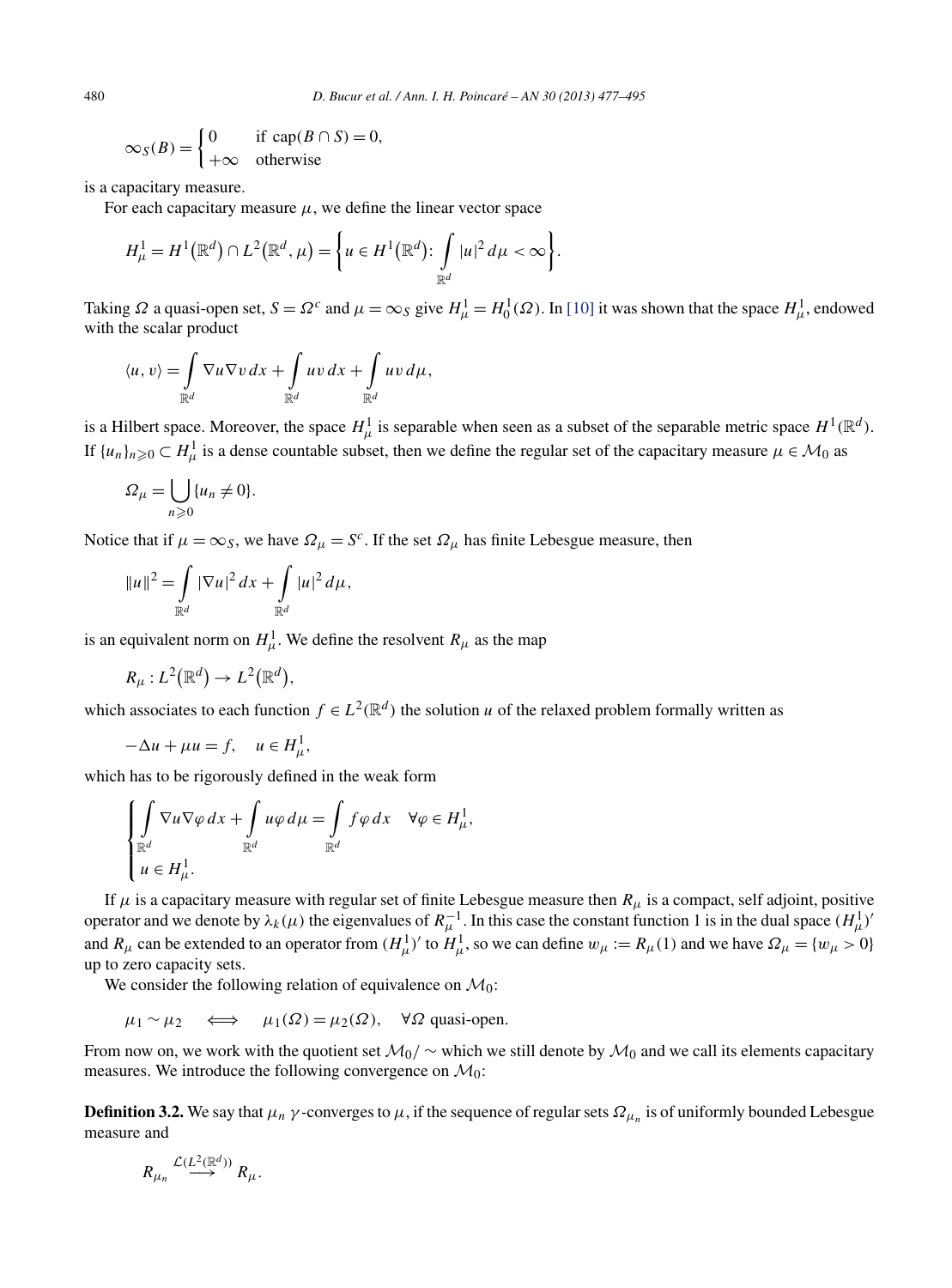$$\infty_S(B) = \begin{cases} 0 & \text{if } \operatorname{cap}(B \cap S) = 0, \\ +\infty & \text{otherwise} \end{cases}$$

is a capacitary measure.

For each capacitary measure $\mu$, we define the linear vector space

$$H^1_\mu = H^1(\mathbb{R}^d) \cap L^2(\mathbb{R}^d, \mu) = \left\{ u \in H^1(\mathbb{R}^d) \colon \int_{\mathbb{R}^d} |u|^2 \, d\mu < \infty \right\}.$$

Taking $\Omega$ a quasi-open set, $S = \Omega^c$ and $\mu = \infty_S$ give $H^1_\mu = H^1_0(\Omega)$. In [10] it was shown that the space $H^1_\mu$, endowed with the scalar product

$$\langle u, v \rangle = \int_{\mathbb{R}^d} \nabla u \nabla v \, dx + \int_{\mathbb{R}^d} uv \, dx + \int_{\mathbb{R}^d} uv \, d\mu,$$

is a Hilbert space. Moreover, the space $H^1_\mu$ is separable when seen as a subset of the separable metric space $H^1(\mathbb{R}^d)$. If $\{u_n\}_{n \geqslant 0} \subset H^1_\mu$ is a dense countable subset, then we define the regular set of the capacitary measure $\mu \in \mathcal{M}_0$ as

$$\Omega_\mu = \bigcup_{n \geqslant 0} \{u_n \neq 0\}.$$

Notice that if $\mu = \infty_S$, we have $\Omega_\mu = S^c$. If the set $\Omega_\mu$ has finite Lebesgue measure, then

$$\|u\|^2 = \int_{\mathbb{R}^d} |\nabla u|^2 \, dx + \int_{\mathbb{R}^d} |u|^2 \, d\mu,$$

is an equivalent norm on $H^1_\mu$. We define the resolvent $R_\mu$ as the map

$$R_\mu : L^2(\mathbb{R}^d) \to L^2(\mathbb{R}^d),$$

which associates to each function $f \in L^2(\mathbb{R}^d)$ the solution $u$ of the relaxed problem formally written as

$$-\Delta u + \mu u = f, \quad u \in H^1_\mu,$$

which has to be rigorously defined in the weak form

$$\begin{cases} \displaystyle\int_{\mathbb{R}^d} \nabla u \nabla \varphi \, dx + \int_{\mathbb{R}^d} u \varphi \, d\mu = \int_{\mathbb{R}^d} f \varphi \, dx \quad \forall \varphi \in H^1_\mu, \\ u \in H^1_\mu. \end{cases}$$

If $\mu$ is a capacitary measure with regular set of finite Lebesgue measure then $R_\mu$ is a compact, self adjoint, positive operator and we denote by $\lambda_k(\mu)$ the eigenvalues of $R_\mu^{-1}$. In this case the constant function 1 is in the dual space $(H^1_\mu)'$ and $R_\mu$ can be extended to an operator from $(H^1_\mu)'$ to $H^1_\mu$, so we can define $w_\mu := R_\mu(1)$ and we have $\Omega_\mu = \{w_\mu > 0\}$ up to zero capacity sets.

We consider the following relation of equivalence on $\mathcal{M}_0$:

$$\mu_1 \sim \mu_2 \quad \Longleftrightarrow \quad \mu_1(\Omega) = \mu_2(\Omega), \quad \forall \Omega \text{ quasi-open}.$$

From now on, we work with the quotient set $\mathcal{M}_0/\sim$ which we still denote by $\mathcal{M}_0$ and we call its elements capacitary measures. We introduce the following convergence on $\mathcal{M}_0$:

**Definition 3.2.** We say that $\mu_n$ $\gamma$-converges to $\mu$, if the sequence of regular sets $\Omega_{\mu_n}$ is of uniformly bounded Lebesgue measure and

$$R_{\mu_n} \overset{\mathcal{L}(L^2(\mathbb{R}^d))}{\longrightarrow} R_\mu.$$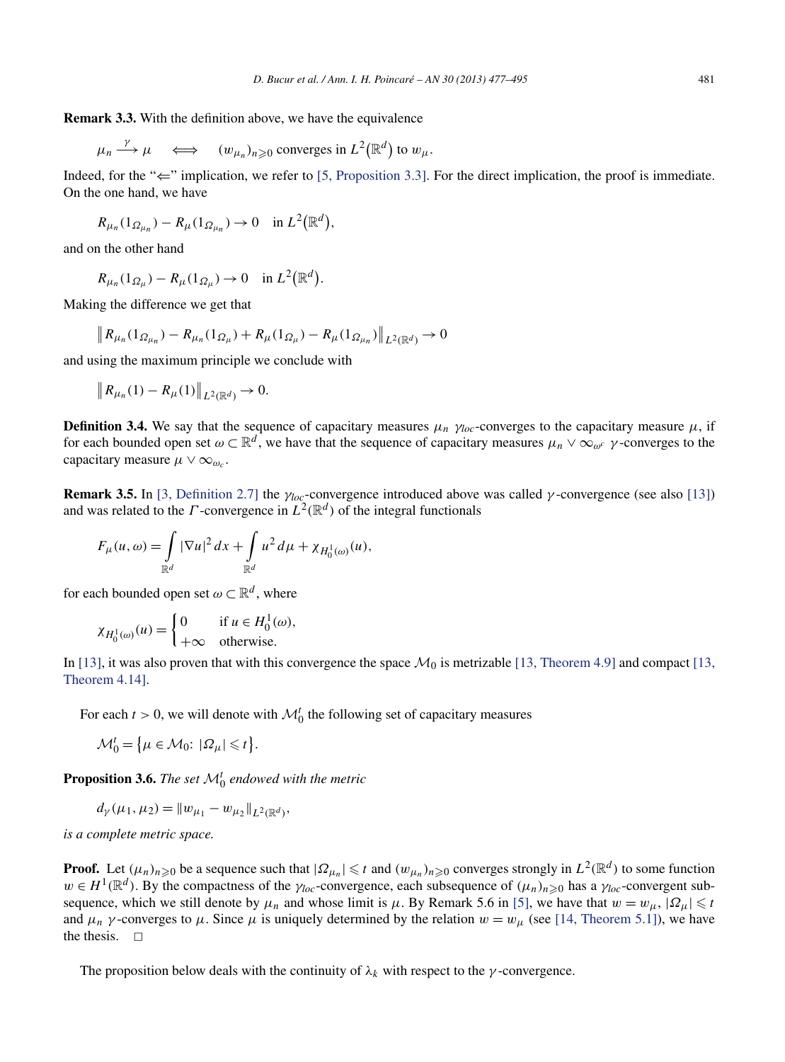**Remark 3.3.** With the definition above, we have the equivalence

$$\mu_n \xrightarrow{\gamma} \mu \quad \Longleftrightarrow \quad (w_{\mu_n})_{n\geqslant 0} \text{ converges in } L^2(\mathbb{R}^d) \text{ to } w_\mu.$$

Indeed, for the "⇐" implication, we refer to [5, Proposition 3.3]. For the direct implication, the proof is immediate. On the one hand, we have

$$R_{\mu_n}(1_{\Omega_{\mu_n}}) - R_\mu(1_{\Omega_{\mu_n}}) \to 0 \quad \text{in } L^2(\mathbb{R}^d),$$

and on the other hand

$$R_{\mu_n}(1_{\Omega_\mu}) - R_\mu(1_{\Omega_\mu}) \to 0 \quad \text{in } L^2(\mathbb{R}^d).$$

Making the difference we get that

$$\left\| R_{\mu_n}(1_{\Omega_{\mu_n}}) - R_{\mu_n}(1_{\Omega_\mu}) + R_\mu(1_{\Omega_\mu}) - R_\mu(1_{\Omega_{\mu_n}}) \right\|_{L^2(\mathbb{R}^d)} \to 0$$

and using the maximum principle we conclude with

$$\left\| R_{\mu_n}(1) - R_\mu(1) \right\|_{L^2(\mathbb{R}^d)} \to 0.$$

**Definition 3.4.** We say that the sequence of capacitary measures $\mu_n$ $\gamma_{loc}$-converges to the capacitary measure $\mu$, if for each bounded open set $\omega \subset \mathbb{R}^d$, we have that the sequence of capacitary measures $\mu_n \vee \infty_{\omega^c}$ $\gamma$-converges to the capacitary measure $\mu \vee \infty_{\omega_c}$.

**Remark 3.5.** In [3, Definition 2.7] the $\gamma_{loc}$-convergence introduced above was called $\gamma$-convergence (see also [13]) and was related to the $\Gamma$-convergence in $L^2(\mathbb{R}^d)$ of the integral functionals

$$F_\mu(u,\omega) = \int_{\mathbb{R}^d} |\nabla u|^2\,dx + \int_{\mathbb{R}^d} u^2\,d\mu + \chi_{H_0^1(\omega)}(u),$$

for each bounded open set $\omega \subset \mathbb{R}^d$, where

$$\chi_{H_0^1(\omega)}(u) = \begin{cases} 0 & \text{if } u \in H_0^1(\omega), \\ +\infty & \text{otherwise.} \end{cases}$$

In [13], it was also proven that with this convergence the space $\mathcal{M}_0$ is metrizable [13, Theorem 4.9] and compact [13, Theorem 4.14].

For each $t > 0$, we will denote with $\mathcal{M}_0^t$ the following set of capacitary measures

$$\mathcal{M}_0^t = \{\mu \in \mathcal{M}_0\colon |\Omega_\mu| \leqslant t\}.$$

**Proposition 3.6.** *The set $\mathcal{M}_0^t$ endowed with the metric*

$$d_\gamma(\mu_1,\mu_2) = \|w_{\mu_1} - w_{\mu_2}\|_{L^2(\mathbb{R}^d)},$$

*is a complete metric space.*

**Proof.** Let $(\mu_n)_{n\geqslant 0}$ be a sequence such that $|\Omega_{\mu_n}| \leqslant t$ and $(w_{\mu_n})_{n\geqslant 0}$ converges strongly in $L^2(\mathbb{R}^d)$ to some function $w \in H^1(\mathbb{R}^d)$. By the compactness of the $\gamma_{loc}$-convergence, each subsequence of $(\mu_n)_{n\geqslant 0}$ has a $\gamma_{loc}$-convergent subsequence, which we still denote by $\mu_n$ and whose limit is $\mu$. By Remark 5.6 in [5], we have that $w = w_\mu$, $|\Omega_\mu| \leqslant t$ and $\mu_n$ $\gamma$-converges to $\mu$. Since $\mu$ is uniquely determined by the relation $w = w_\mu$ (see [14, Theorem 5.1]), we have the thesis. □

The proposition below deals with the continuity of $\lambda_k$ with respect to the $\gamma$-convergence.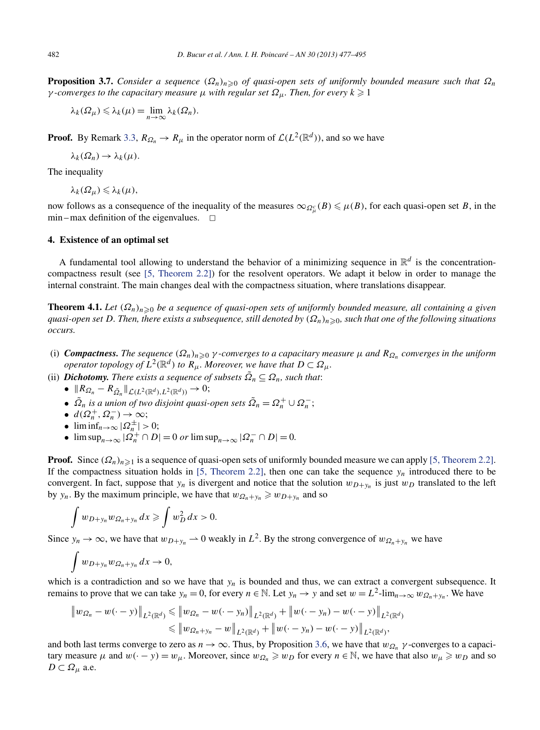**Proposition 3.7.** *Consider a sequence $(\Omega_n)_{n\geqslant 0}$ of quasi-open sets of uniformly bounded measure such that $\Omega_n$ $\gamma$-converges to the capacitary measure $\mu$ with regular set $\Omega_\mu$. Then, for every $k \geqslant 1$*

$$\lambda_k(\Omega_\mu) \leqslant \lambda_k(\mu) = \lim_{n\to\infty} \lambda_k(\Omega_n).$$

**Proof.** By Remark 3.3, $R_{\Omega_n} \to R_\mu$ in the operator norm of $\mathcal{L}(L^2(\mathbb{R}^d))$, and so we have

$$\lambda_k(\Omega_n) \to \lambda_k(\mu).$$

The inequality

$$\lambda_k(\Omega_\mu) \leqslant \lambda_k(\mu),$$

now follows as a consequence of the inequality of the measures $\infty_{\Omega_\mu^c}(B) \leqslant \mu(B)$, for each quasi-open set $B$, in the min–max definition of the eigenvalues. $\square$

## 4. Existence of an optimal set

A fundamental tool allowing to understand the behavior of a minimizing sequence in $\mathbb{R}^d$ is the concentration-compactness result (see [5, Theorem 2.2]) for the resolvent operators. We adapt it below in order to manage the internal constraint. The main changes deal with the compactness situation, where translations disappear.

**Theorem 4.1.** *Let $(\Omega_n)_{n\geqslant 0}$ be a sequence of quasi-open sets of uniformly bounded measure, all containing a given quasi-open set $D$. Then, there exists a subsequence, still denoted by $(\Omega_n)_{n\geqslant 0}$, such that one of the following situations occurs.*

- (i) ***Compactness.*** *The sequence $(\Omega_n)_{n\geqslant 0}$ $\gamma$-converges to a capacitary measure $\mu$ and $R_{\Omega_n}$ converges in the uniform operator topology of $L^2(\mathbb{R}^d)$ to $R_\mu$. Moreover, we have that $D \subset \Omega_\mu$.*
- (ii) ***Dichotomy.*** *There exists a sequence of subsets $\tilde{\Omega}_n \subseteq \Omega_n$, such that*:
  - $\|R_{\Omega_n} - R_{\tilde{\Omega}_n}\|_{\mathcal{L}(L^2(\mathbb{R}^d), L^2(\mathbb{R}^d))} \to 0$;
  - *$\tilde{\Omega}_n$ is a union of two disjoint quasi-open sets $\tilde{\Omega}_n = \Omega_n^+ \cup \Omega_n^-$;*
  - $d(\Omega_n^+, \Omega_n^-) \to \infty$;
  - $\liminf_{n\to\infty} |\Omega_n^\pm| > 0$;
  - $\limsup_{n\to\infty} |\Omega_n^+ \cap D| = 0$ *or* $\limsup_{n\to\infty} |\Omega_n^- \cap D| = 0$.

**Proof.** Since $(\Omega_n)_{n\geqslant 1}$ is a sequence of quasi-open sets of uniformly bounded measure we can apply [5, Theorem 2.2]. If the compactness situation holds in [5, Theorem 2.2], then one can take the sequence $y_n$ introduced there to be convergent. In fact, suppose that $y_n$ is divergent and notice that the solution $w_{D+y_n}$ is just $w_D$ translated to the left by $y_n$. By the maximum principle, we have that $w_{\Omega_n+y_n} \geqslant w_{D+y_n}$ and so

$$\int w_{D+y_n} w_{\Omega_n+y_n}\,dx \geqslant \int w_D^2\,dx > 0.$$

Since $y_n \to \infty$, we have that $w_{D+y_n} \rightharpoonup 0$ weakly in $L^2$. By the strong convergence of $w_{\Omega_n+y_n}$ we have

$$\int w_{D+y_n} w_{\Omega_n+y_n}\,dx \to 0,$$

which is a contradiction and so we have that $y_n$ is bounded and thus, we can extract a convergent subsequence. It remains to prove that we can take $y_n = 0$, for every $n \in \mathbb{N}$. Let $y_n \to y$ and set $w = L^2\text{-}\lim_{n\to\infty} w_{\Omega_n+y_n}$. We have

$$\begin{aligned}
\left\| w_{\Omega_n} - w(\cdot - y)\right\|_{L^2(\mathbb{R}^d)} &\leqslant \left\| w_{\Omega_n} - w(\cdot - y_n)\right\|_{L^2(\mathbb{R}^d)} + \left\| w(\cdot - y_n) - w(\cdot - y)\right\|_{L^2(\mathbb{R}^d)} \\
&\leqslant \left\| w_{\Omega_n+y_n} - w\right\|_{L^2(\mathbb{R}^d)} + \left\| w(\cdot - y_n) - w(\cdot - y)\right\|_{L^2(\mathbb{R}^d)},
\end{aligned}$$

and both last terms converge to zero as $n \to \infty$. Thus, by Proposition 3.6, we have that $w_{\Omega_n}$ $\gamma$-converges to a capacitary measure $\mu$ and $w(\cdot - y) = w_\mu$. Moreover, since $w_{\Omega_n} \geqslant w_D$ for every $n \in \mathbb{N}$, we have that also $w_\mu \geqslant w_D$ and so $D \subset \Omega_\mu$ a.e.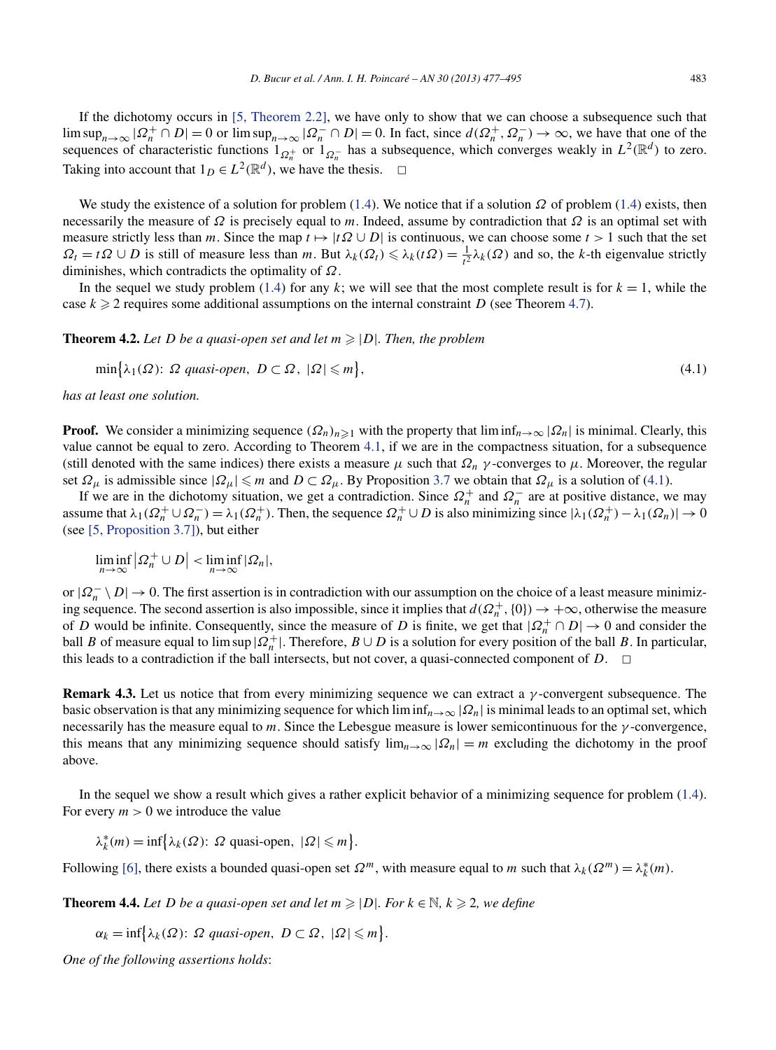If the dichotomy occurs in [5, Theorem 2.2], we have only to show that we can choose a subsequence such that $\limsup_{n\to\infty} |\Omega_n^+ \cap D| = 0$ or $\limsup_{n\to\infty} |\Omega_n^- \cap D| = 0$. In fact, since $d(\Omega_n^+, \Omega_n^-) \to \infty$, we have that one of the sequences of characteristic functions $1_{\Omega_n^+}$ or $1_{\Omega_n^-}$ has a subsequence, which converges weakly in $L^2(\mathbb{R}^d)$ to zero. Taking into account that $1_D \in L^2(\mathbb{R}^d)$, we have the thesis. □

We study the existence of a solution for problem (1.4). We notice that if a solution $\Omega$ of problem (1.4) exists, then necessarily the measure of $\Omega$ is precisely equal to $m$. Indeed, assume by contradiction that $\Omega$ is an optimal set with measure strictly less than $m$. Since the map $t \mapsto |t\Omega \cup D|$ is continuous, we can choose some $t > 1$ such that the set $\Omega_t = t\Omega \cup D$ is still of measure less than $m$. But $\lambda_k(\Omega_t) \leqslant \lambda_k(t\Omega) = \frac{1}{t^2}\lambda_k(\Omega)$ and so, the $k$-th eigenvalue strictly diminishes, which contradicts the optimality of $\Omega$.

In the sequel we study problem (1.4) for any $k$; we will see that the most complete result is for $k = 1$, while the case $k \geqslant 2$ requires some additional assumptions on the internal constraint $D$ (see Theorem 4.7).

**Theorem 4.2.** *Let $D$ be a quasi-open set and let $m \geqslant |D|$. Then, the problem*

$$\min\bigl\{\lambda_1(\Omega):\ \Omega \text{ quasi-open},\ D \subset \Omega,\ |\Omega| \leqslant m\bigr\}, \tag{4.1}$$

*has at least one solution.*

**Proof.** We consider a minimizing sequence $(\Omega_n)_{n\geqslant 1}$ with the property that $\liminf_{n\to\infty} |\Omega_n|$ is minimal. Clearly, this value cannot be equal to zero. According to Theorem 4.1, if we are in the compactness situation, for a subsequence (still denoted with the same indices) there exists a measure $\mu$ such that $\Omega_n$ $\gamma$-converges to $\mu$. Moreover, the regular set $\Omega_\mu$ is admissible since $|\Omega_\mu| \leqslant m$ and $D \subset \Omega_\mu$. By Proposition 3.7 we obtain that $\Omega_\mu$ is a solution of (4.1).

If we are in the dichotomy situation, we get a contradiction. Since $\Omega_n^+$ and $\Omega_n^-$ are at positive distance, we may assume that $\lambda_1(\Omega_n^+ \cup \Omega_n^-) = \lambda_1(\Omega_n^+)$. Then, the sequence $\Omega_n^+ \cup D$ is also minimizing since $|\lambda_1(\Omega_n^+) - \lambda_1(\Omega_n)| \to 0$ (see [5, Proposition 3.7]), but either

$$\liminf_{n\to\infty} \bigl|\Omega_n^+ \cup D\bigr| < \liminf_{n\to\infty} |\Omega_n|,$$

or $|\Omega_n^- \setminus D| \to 0$. The first assertion is in contradiction with our assumption on the choice of a least measure minimizing sequence. The second assertion is also impossible, since it implies that $d(\Omega_n^+, \{0\}) \to +\infty$, otherwise the measure of $D$ would be infinite. Consequently, since the measure of $D$ is finite, we get that $|\Omega_n^+ \cap D| \to 0$ and consider the ball $B$ of measure equal to $\limsup |\Omega_n^+|$. Therefore, $B \cup D$ is a solution for every position of the ball $B$. In particular, this leads to a contradiction if the ball intersects, but not cover, a quasi-connected component of $D$. □

**Remark 4.3.** Let us notice that from every minimizing sequence we can extract a $\gamma$-convergent subsequence. The basic observation is that any minimizing sequence for which $\liminf_{n\to\infty} |\Omega_n|$ is minimal leads to an optimal set, which necessarily has the measure equal to $m$. Since the Lebesgue measure is lower semicontinuous for the $\gamma$-convergence, this means that any minimizing sequence should satisfy $\lim_{n\to\infty} |\Omega_n| = m$ excluding the dichotomy in the proof above.

In the sequel we show a result which gives a rather explicit behavior of a minimizing sequence for problem (1.4). For every $m > 0$ we introduce the value

$$\lambda_k^*(m) = \inf\bigl\{\lambda_k(\Omega):\ \Omega \text{ quasi-open},\ |\Omega| \leqslant m\bigr\}.$$

Following [6], there exists a bounded quasi-open set $\Omega^m$, with measure equal to $m$ such that $\lambda_k(\Omega^m) = \lambda_k^*(m)$.

**Theorem 4.4.** *Let $D$ be a quasi-open set and let $m \geqslant |D|$. For $k \in \mathbb{N}$, $k \geqslant 2$, we define*

$$\alpha_k = \inf\bigl\{\lambda_k(\Omega):\ \Omega \text{ quasi-open},\ D \subset \Omega,\ |\Omega| \leqslant m\bigr\}.$$

*One of the following assertions holds*: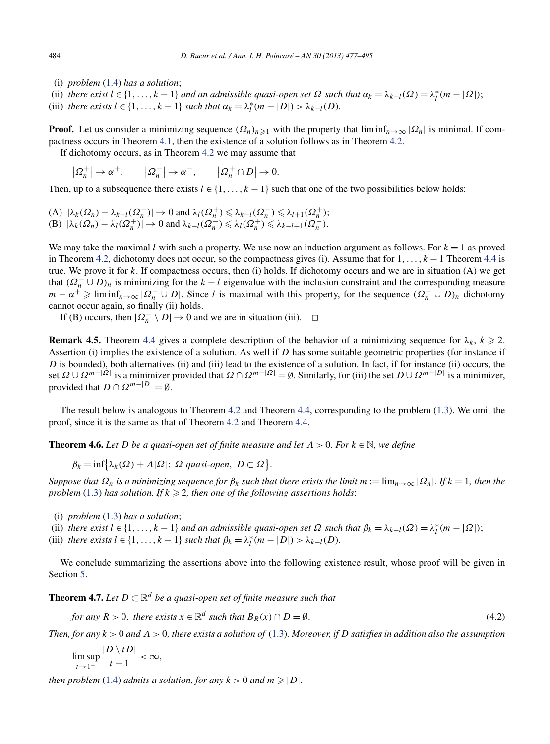(i) *problem* (1.4) *has a solution*;
(ii) *there exist* $l \in \{1, \ldots, k-1\}$ *and an admissible quasi-open set* $\Omega$ *such that* $\alpha_k = \lambda_{k-l}(\Omega) = \lambda_l^*(m - |\Omega|)$;
(iii) *there exists* $l \in \{1, \ldots, k-1\}$ *such that* $\alpha_k = \lambda_l^*(m - |D|) > \lambda_{k-l}(D)$.

**Proof.** Let us consider a minimizing sequence $(\Omega_n)_{n \geqslant 1}$ with the property that $\liminf_{n \to \infty} |\Omega_n|$ is minimal. If compactness occurs in Theorem 4.1, then the existence of a solution follows as in Theorem 4.2.

If dichotomy occurs, as in Theorem 4.2 we may assume that

$$|\Omega_n^+| \to \alpha^+, \qquad |\Omega_n^-| \to \alpha^-, \qquad |\Omega_n^+ \cap D| \to 0.$$

Then, up to a subsequence there exists $l \in \{1, \ldots, k-1\}$ such that one of the two possibilities below holds:

(A) $|\lambda_k(\Omega_n) - \lambda_{k-l}(\Omega_n^-)| \to 0$ and $\lambda_l(\Omega_n^+) \leqslant \lambda_{k-l}(\Omega_n^-) \leqslant \lambda_{l+1}(\Omega_n^+)$;
(B) $|\lambda_k(\Omega_n) - \lambda_l(\Omega_n^+)| \to 0$ and $\lambda_{k-l}(\Omega_n^-) \leqslant \lambda_l(\Omega_n^+) \leqslant \lambda_{k-l+1}(\Omega_n^-)$.

We may take the maximal $l$ with such a property. We use now an induction argument as follows. For $k = 1$ as proved in Theorem 4.2, dichotomy does not occur, so the compactness gives (i). Assume that for $1, \ldots, k-1$ Theorem 4.4 is true. We prove it for $k$. If compactness occurs, then (i) holds. If dichotomy occurs and we are in situation (A) we get that $(\Omega_n^- \cup D)_n$ is minimizing for the $k - l$ eigenvalue with the inclusion constraint and the corresponding measure $m - \alpha^+ \geqslant \liminf_{n \to \infty} |\Omega_n^- \cup D|$. Since $l$ is maximal with this property, for the sequence $(\Omega_n^- \cup D)_n$ dichotomy cannot occur again, so finally (ii) holds.

If (B) occurs, then $|\Omega_n^- \setminus D| \to 0$ and we are in situation (iii). $\square$

**Remark 4.5.** Theorem 4.4 gives a complete description of the behavior of a minimizing sequence for $\lambda_k$, $k \geqslant 2$. Assertion (i) implies the existence of a solution. As well if $D$ has some suitable geometric properties (for instance if $D$ is bounded), both alternatives (ii) and (iii) lead to the existence of a solution. In fact, if for instance (ii) occurs, the set $\Omega \cup \Omega^{m-|\Omega|}$ is a minimizer provided that $\Omega \cap \Omega^{m-|\Omega|} = \emptyset$. Similarly, for (iii) the set $D \cup \Omega^{m-|D|}$ is a minimizer, provided that $D \cap \Omega^{m-|D|} = \emptyset$.

The result below is analogous to Theorem 4.2 and Theorem 4.4, corresponding to the problem (1.3). We omit the proof, since it is the same as that of Theorem 4.2 and Theorem 4.4.

**Theorem 4.6.** *Let* $D$ *be a quasi-open set of finite measure and let* $\Lambda > 0$. *For* $k \in \mathbb{N}$, *we define*

$$\beta_k = \inf\{\lambda_k(\Omega) + \Lambda|\Omega| : \ \Omega \text{ quasi-open}, \ D \subset \Omega\}.$$

*Suppose that* $\Omega_n$ *is a minimizing sequence for* $\beta_k$ *such that there exists the limit* $m := \lim_{n \to \infty} |\Omega_n|$. *If* $k = 1$, *then the problem* (1.3) *has solution. If* $k \geqslant 2$, *then one of the following assertions holds*:

(i) *problem* (1.3) *has a solution*;
(ii) *there exist* $l \in \{1, \ldots, k-1\}$ *and an admissible quasi-open set* $\Omega$ *such that* $\beta_k = \lambda_{k-l}(\Omega) = \lambda_l^*(m - |\Omega|)$;
(iii) *there exists* $l \in \{1, \ldots, k-1\}$ *such that* $\beta_k = \lambda_l^*(m - |D|) > \lambda_{k-l}(D)$.

We conclude summarizing the assertions above into the following existence result, whose proof will be given in Section 5.

**Theorem 4.7.** *Let* $D \subset \mathbb{R}^d$ *be a quasi-open set of finite measure such that*

$$\text{for any } R > 0, \text{ there exists } x \in \mathbb{R}^d \text{ such that } B_R(x) \cap D = \emptyset. \tag{4.2}$$

*Then, for any* $k > 0$ *and* $\Lambda > 0$, *there exists a solution of* (1.3). *Moreover, if* $D$ *satisfies in addition also the assumption*

$$\limsup_{t \to 1^+} \frac{|D \setminus tD|}{t - 1} < \infty,$$

*then problem* (1.4) *admits a solution, for any* $k > 0$ *and* $m \geqslant |D|$.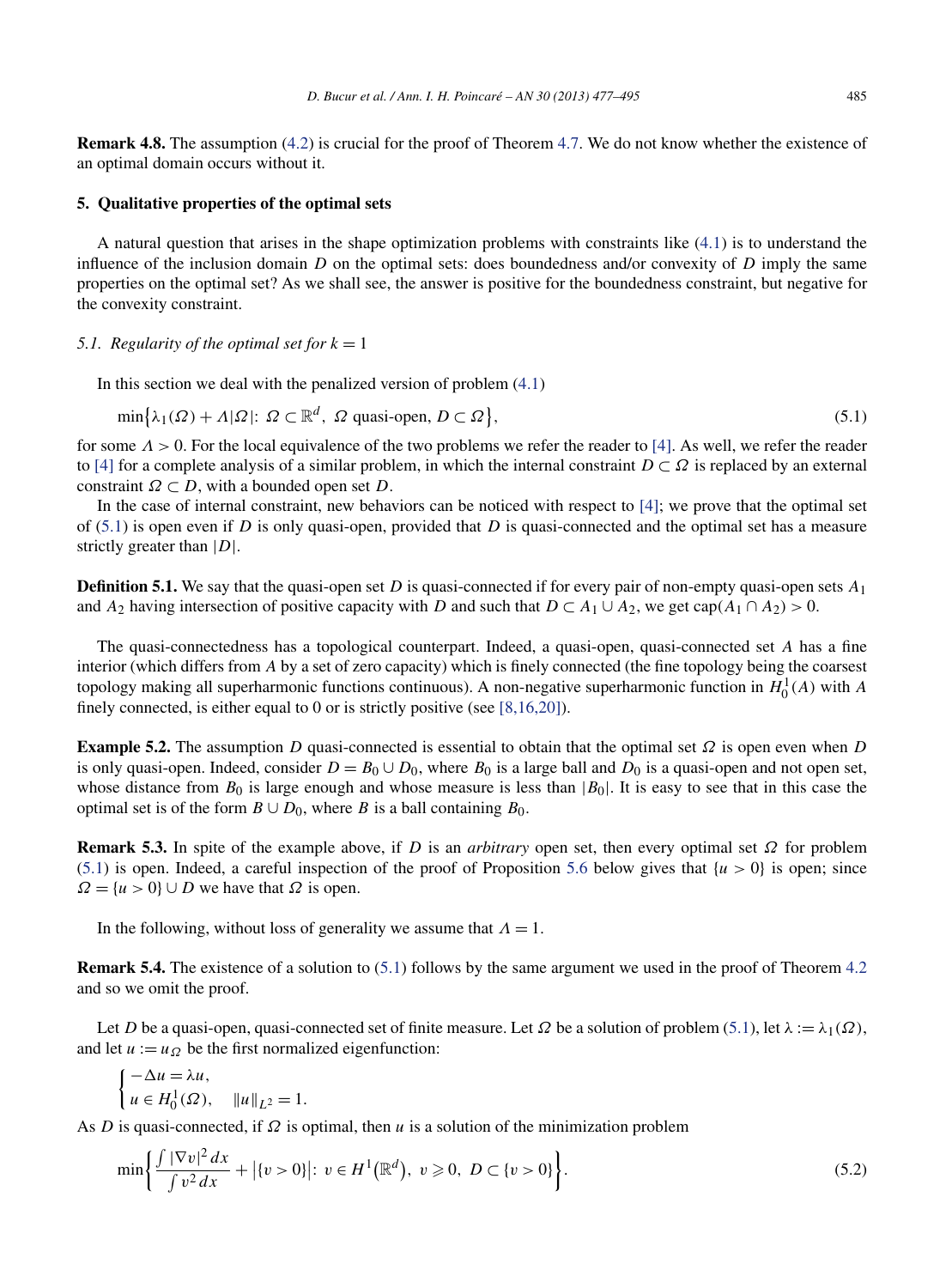**Remark 4.8.** The assumption (4.2) is crucial for the proof of Theorem 4.7. We do not know whether the existence of an optimal domain occurs without it.

## 5. Qualitative properties of the optimal sets

A natural question that arises in the shape optimization problems with constraints like (4.1) is to understand the influence of the inclusion domain $D$ on the optimal sets: does boundedness and/or convexity of $D$ imply the same properties on the optimal set? As we shall see, the answer is positive for the boundedness constraint, but negative for the convexity constraint.

### *5.1. Regularity of the optimal set for $k = 1$*

In this section we deal with the penalized version of problem (4.1)

$$\min\bigl\{\lambda_1(\Omega) + \Lambda|\Omega|:\ \Omega \subset \mathbb{R}^d,\ \Omega \text{ quasi-open},\ D \subset \Omega\bigr\}, \tag{5.1}$$

for some $\Lambda > 0$. For the local equivalence of the two problems we refer the reader to [4]. As well, we refer the reader to [4] for a complete analysis of a similar problem, in which the internal constraint $D \subset \Omega$ is replaced by an external constraint $\Omega \subset D$, with a bounded open set $D$.

In the case of internal constraint, new behaviors can be noticed with respect to [4]; we prove that the optimal set of (5.1) is open even if $D$ is only quasi-open, provided that $D$ is quasi-connected and the optimal set has a measure strictly greater than $|D|$.

**Definition 5.1.** We say that the quasi-open set $D$ is quasi-connected if for every pair of non-empty quasi-open sets $A_1$ and $A_2$ having intersection of positive capacity with $D$ and such that $D \subset A_1 \cup A_2$, we get $\operatorname{cap}(A_1 \cap A_2) > 0$.

The quasi-connectedness has a topological counterpart. Indeed, a quasi-open, quasi-connected set $A$ has a fine interior (which differs from $A$ by a set of zero capacity) which is finely connected (the fine topology being the coarsest topology making all superharmonic functions continuous). A non-negative superharmonic function in $H^1_0(A)$ with $A$ finely connected, is either equal to 0 or is strictly positive (see [8,16,20]).

**Example 5.2.** The assumption $D$ quasi-connected is essential to obtain that the optimal set $\Omega$ is open even when $D$ is only quasi-open. Indeed, consider $D = B_0 \cup D_0$, where $B_0$ is a large ball and $D_0$ is a quasi-open and not open set, whose distance from $B_0$ is large enough and whose measure is less than $|B_0|$. It is easy to see that in this case the optimal set is of the form $B \cup D_0$, where $B$ is a ball containing $B_0$.

**Remark 5.3.** In spite of the example above, if $D$ is an *arbitrary* open set, then every optimal set $\Omega$ for problem (5.1) is open. Indeed, a careful inspection of the proof of Proposition 5.6 below gives that $\{u > 0\}$ is open; since $\Omega = \{u > 0\} \cup D$ we have that $\Omega$ is open.

In the following, without loss of generality we assume that $\Lambda = 1$.

**Remark 5.4.** The existence of a solution to (5.1) follows by the same argument we used in the proof of Theorem 4.2 and so we omit the proof.

Let $D$ be a quasi-open, quasi-connected set of finite measure. Let $\Omega$ be a solution of problem (5.1), let $\lambda := \lambda_1(\Omega)$, and let $u := u_\Omega$ be the first normalized eigenfunction:

$$\begin{cases} -\Delta u = \lambda u, \\ u \in H^1_0(\Omega), \quad \|u\|_{L^2} = 1. \end{cases}$$

As $D$ is quasi-connected, if $\Omega$ is optimal, then $u$ is a solution of the minimization problem

$$\min\left\{\frac{\int |\nabla v|^2\,dx}{\int v^2\,dx} + \bigl|\{v > 0\}\bigr|:\ v \in H^1\bigl(\mathbb{R}^d\bigr),\ v \geqslant 0,\ D \subset \{v > 0\}\right\}. \tag{5.2}$$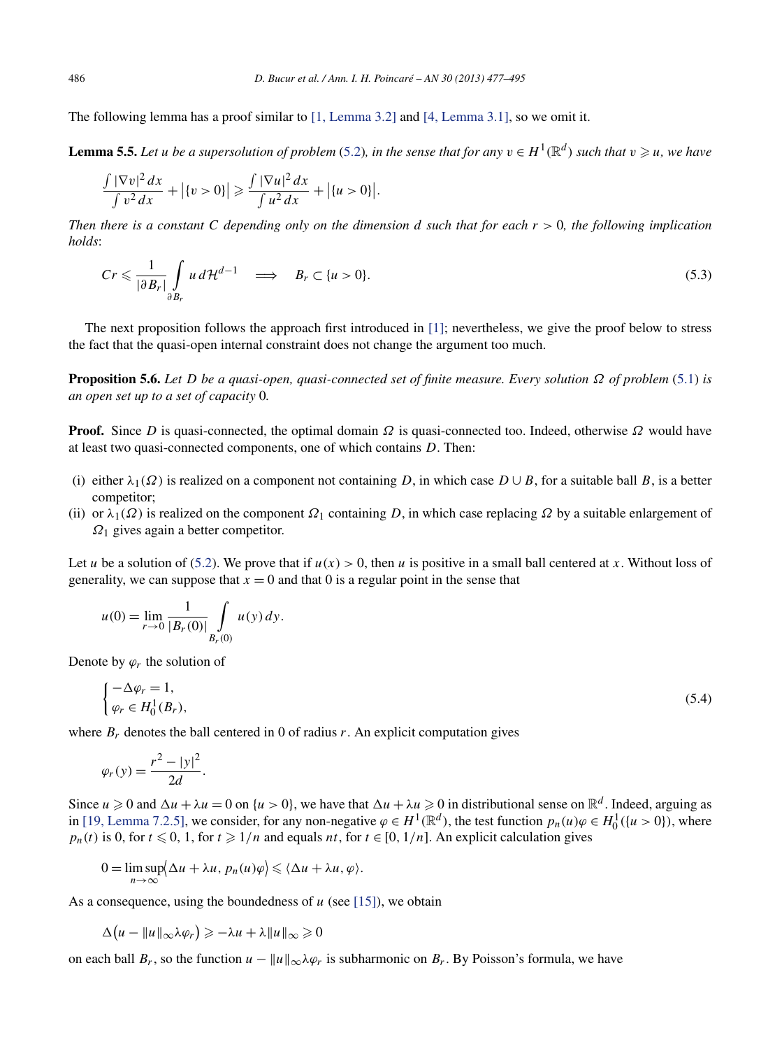The following lemma has a proof similar to [1, Lemma 3.2] and [4, Lemma 3.1], so we omit it.

**Lemma 5.5.** *Let $u$ be a supersolution of problem (5.2), in the sense that for any $v \in H^1(\mathbb{R}^d)$ such that $v \geqslant u$, we have*

$$\frac{\int |\nabla v|^2\,dx}{\int v^2\,dx} + \big|\{v > 0\}\big| \geqslant \frac{\int |\nabla u|^2\,dx}{\int u^2\,dx} + \big|\{u > 0\}\big|.$$

*Then there is a constant $C$ depending only on the dimension $d$ such that for each $r > 0$, the following implication holds*:

$$Cr \leqslant \frac{1}{|\partial B_r|} \int_{\partial B_r} u\,d\mathcal{H}^{d-1} \quad \Longrightarrow \quad B_r \subset \{u > 0\}. \tag{5.3}$$

The next proposition follows the approach first introduced in [1]; nevertheless, we give the proof below to stress the fact that the quasi-open internal constraint does not change the argument too much.

**Proposition 5.6.** *Let $D$ be a quasi-open, quasi-connected set of finite measure. Every solution $\Omega$ of problem (5.1) is an open set up to a set of capacity 0.*

**Proof.** Since $D$ is quasi-connected, the optimal domain $\Omega$ is quasi-connected too. Indeed, otherwise $\Omega$ would have at least two quasi-connected components, one of which contains $D$. Then:

(i) either $\lambda_1(\Omega)$ is realized on a component not containing $D$, in which case $D \cup B$, for a suitable ball $B$, is a better competitor;
(ii) or $\lambda_1(\Omega)$ is realized on the component $\Omega_1$ containing $D$, in which case replacing $\Omega$ by a suitable enlargement of $\Omega_1$ gives again a better competitor.

Let $u$ be a solution of (5.2). We prove that if $u(x) > 0$, then $u$ is positive in a small ball centered at $x$. Without loss of generality, we can suppose that $x = 0$ and that $0$ is a regular point in the sense that

$$u(0) = \lim_{r \to 0} \frac{1}{|B_r(0)|} \int_{B_r(0)} u(y)\,dy.$$

Denote by $\varphi_r$ the solution of

$$\begin{cases} -\Delta \varphi_r = 1, \\ \varphi_r \in H_0^1(B_r), \end{cases} \tag{5.4}$$

where $B_r$ denotes the ball centered in 0 of radius $r$. An explicit computation gives

$$\varphi_r(y) = \frac{r^2 - |y|^2}{2d}.$$

Since $u \geqslant 0$ and $\Delta u + \lambda u = 0$ on $\{u > 0\}$, we have that $\Delta u + \lambda u \geqslant 0$ in distributional sense on $\mathbb{R}^d$. Indeed, arguing as in [19, Lemma 7.2.5], we consider, for any non-negative $\varphi \in H^1(\mathbb{R}^d)$, the test function $p_n(u)\varphi \in H_0^1(\{u > 0\})$, where $p_n(t)$ is 0, for $t \leqslant 0$, 1, for $t \geqslant 1/n$ and equals $nt$, for $t \in [0, 1/n]$. An explicit calculation gives

$$0 = \limsup_{n \to \infty} \big\langle \Delta u + \lambda u, p_n(u)\varphi \big\rangle \leqslant \langle \Delta u + \lambda u, \varphi \rangle.$$

As a consequence, using the boundedness of $u$ (see [15]), we obtain

$$\Delta\big(u - \|u\|_\infty \lambda \varphi_r\big) \geqslant -\lambda u + \lambda \|u\|_\infty \geqslant 0$$

on each ball $B_r$, so the function $u - \|u\|_\infty \lambda \varphi_r$ is subharmonic on $B_r$. By Poisson's formula, we have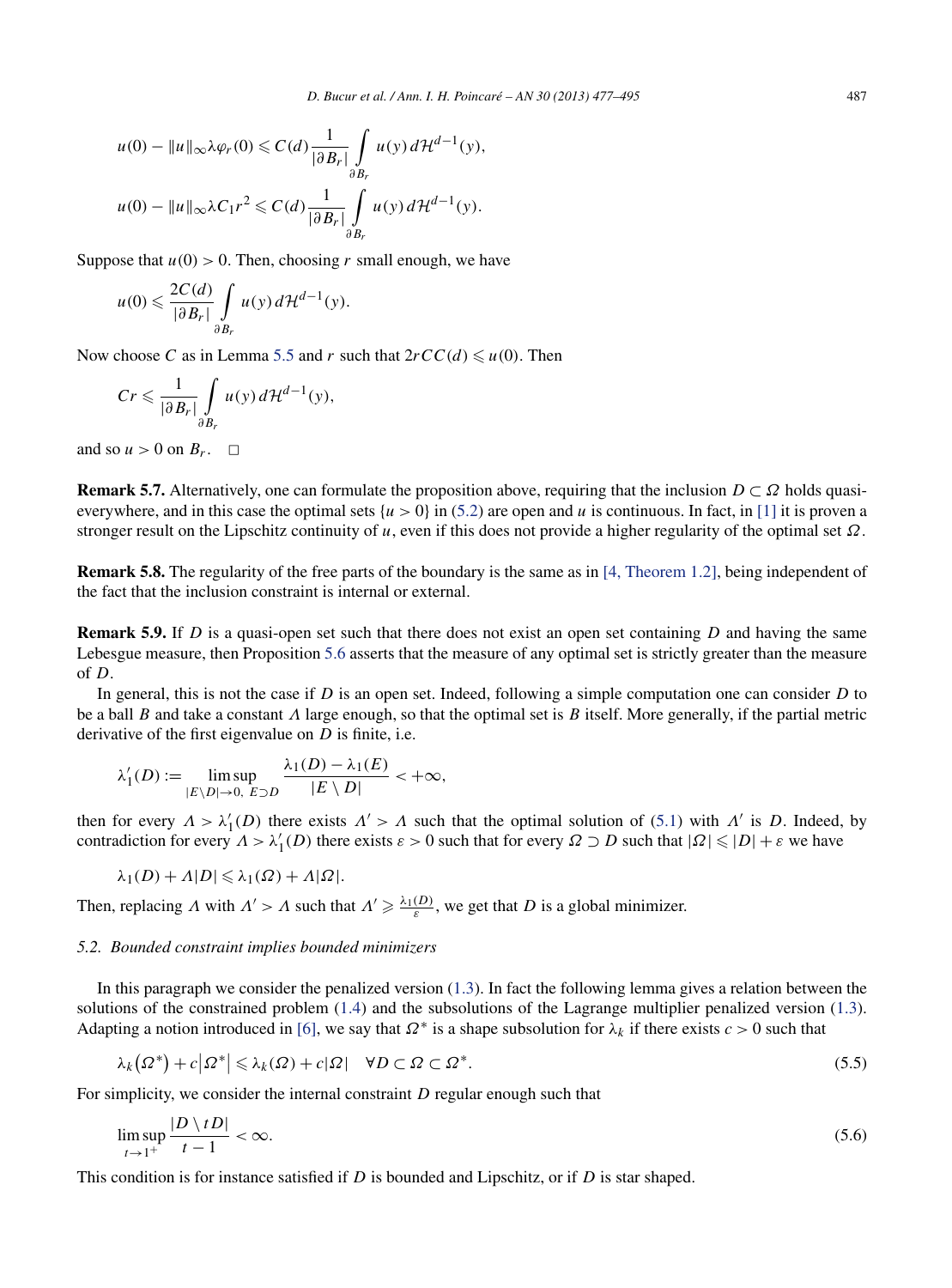$$u(0) - \|u\|_\infty \lambda \varphi_r(0) \leqslant C(d) \frac{1}{|\partial B_r|} \int_{\partial B_r} u(y)\, d\mathcal{H}^{d-1}(y),$$

$$u(0) - \|u\|_\infty \lambda C_1 r^2 \leqslant C(d) \frac{1}{|\partial B_r|} \int_{\partial B_r} u(y)\, d\mathcal{H}^{d-1}(y).$$

Suppose that $u(0) > 0$. Then, choosing $r$ small enough, we have

$$u(0) \leqslant \frac{2C(d)}{|\partial B_r|} \int_{\partial B_r} u(y)\, d\mathcal{H}^{d-1}(y).$$

Now choose $C$ as in Lemma 5.5 and $r$ such that $2rCC(d) \leqslant u(0)$. Then

$$Cr \leqslant \frac{1}{|\partial B_r|} \int_{\partial B_r} u(y)\, d\mathcal{H}^{d-1}(y),$$

and so $u > 0$ on $B_r$. □

**Remark 5.7.** Alternatively, one can formulate the proposition above, requiring that the inclusion $D \subset \Omega$ holds quasi-everywhere, and in this case the optimal sets $\{u > 0\}$ in (5.2) are open and $u$ is continuous. In fact, in [1] it is proven a stronger result on the Lipschitz continuity of $u$, even if this does not provide a higher regularity of the optimal set $\Omega$.

**Remark 5.8.** The regularity of the free parts of the boundary is the same as in [4, Theorem 1.2], being independent of the fact that the inclusion constraint is internal or external.

**Remark 5.9.** If $D$ is a quasi-open set such that there does not exist an open set containing $D$ and having the same Lebesgue measure, then Proposition 5.6 asserts that the measure of any optimal set is strictly greater than the measure of $D$.

In general, this is not the case if $D$ is an open set. Indeed, following a simple computation one can consider $D$ to be a ball $B$ and take a constant $\Lambda$ large enough, so that the optimal set is $B$ itself. More generally, if the partial metric derivative of the first eigenvalue on $D$ is finite, i.e.

$$\lambda_1'(D) := \limsup_{|E \setminus D| \to 0,\ E \supset D} \frac{\lambda_1(D) - \lambda_1(E)}{|E \setminus D|} < +\infty,$$

then for every $\Lambda > \lambda_1'(D)$ there exists $\Lambda' > \Lambda$ such that the optimal solution of (5.1) with $\Lambda'$ is $D$. Indeed, by contradiction for every $\Lambda > \lambda_1'(D)$ there exists $\varepsilon > 0$ such that for every $\Omega \supset D$ such that $|\Omega| \leqslant |D| + \varepsilon$ we have

$$\lambda_1(D) + \Lambda|D| \leqslant \lambda_1(\Omega) + \Lambda|\Omega|.$$

Then, replacing $\Lambda$ with $\Lambda' > \Lambda$ such that $\Lambda' \geqslant \frac{\lambda_1(D)}{\varepsilon}$, we get that $D$ is a global minimizer.

### 5.2. Bounded constraint implies bounded minimizers

In this paragraph we consider the penalized version (1.3). In fact the following lemma gives a relation between the solutions of the constrained problem (1.4) and the subsolutions of the Lagrange multiplier penalized version (1.3). Adapting a notion introduced in [6], we say that $\Omega^*$ is a shape subsolution for $\lambda_k$ if there exists $c > 0$ such that

$$\lambda_k(\Omega^*) + c|\Omega^*| \leqslant \lambda_k(\Omega) + c|\Omega| \quad \forall D \subset \Omega \subset \Omega^*. \tag{5.5}$$

For simplicity, we consider the internal constraint $D$ regular enough such that

$$\limsup_{t \to 1^+} \frac{|D \setminus tD|}{t - 1} < \infty. \tag{5.6}$$

This condition is for instance satisfied if $D$ is bounded and Lipschitz, or if $D$ is star shaped.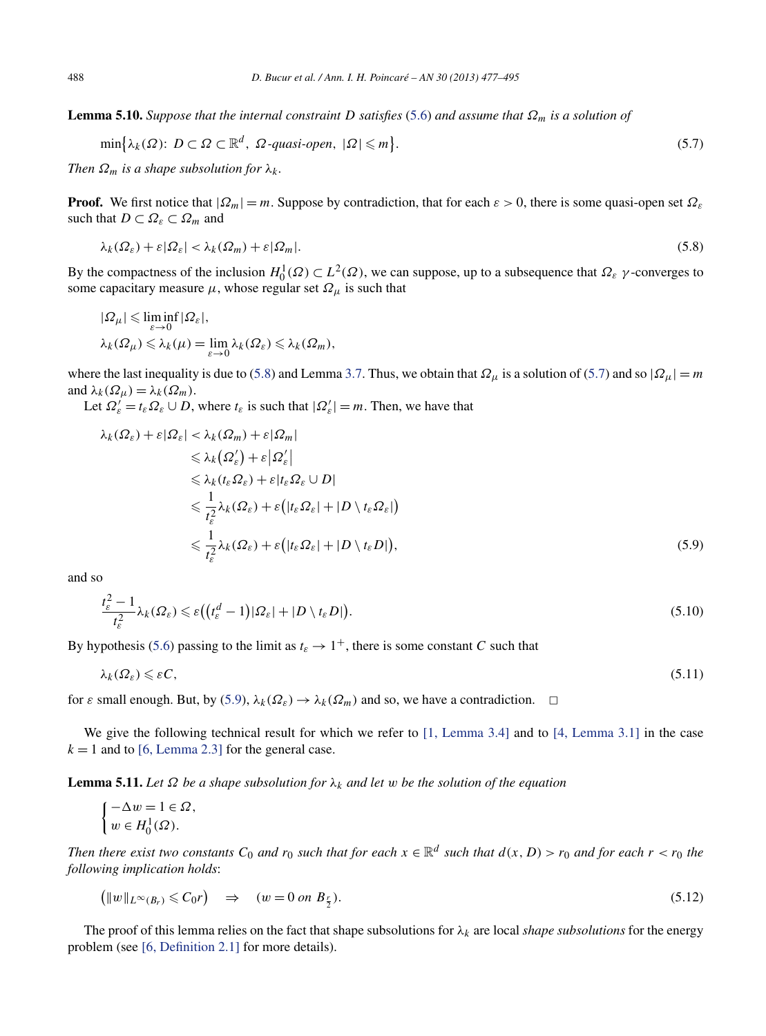**Lemma 5.10.** *Suppose that the internal constraint $D$ satisfies (5.6) and assume that $\Omega_m$ is a solution of*

$$\min\{\lambda_k(\Omega):\ D\subset\Omega\subset\mathbb{R}^d,\ \Omega\text{-quasi-open},\ |\Omega|\leqslant m\}. \tag{5.7}$$

*Then $\Omega_m$ is a shape subsolution for $\lambda_k$.*

**Proof.** We first notice that $|\Omega_m|=m$. Suppose by contradiction, that for each $\varepsilon>0$, there is some quasi-open set $\Omega_\varepsilon$ such that $D\subset\Omega_\varepsilon\subset\Omega_m$ and

$$\lambda_k(\Omega_\varepsilon)+\varepsilon|\Omega_\varepsilon|<\lambda_k(\Omega_m)+\varepsilon|\Omega_m|. \tag{5.8}$$

By the compactness of the inclusion $H_0^1(\Omega)\subset L^2(\Omega)$, we can suppose, up to a subsequence that $\Omega_\varepsilon$ $\gamma$-converges to some capacitary measure $\mu$, whose regular set $\Omega_\mu$ is such that

$$|\Omega_\mu|\leqslant\liminf_{\varepsilon\to0}|\Omega_\varepsilon|,$$
$$\lambda_k(\Omega_\mu)\leqslant\lambda_k(\mu)=\lim_{\varepsilon\to0}\lambda_k(\Omega_\varepsilon)\leqslant\lambda_k(\Omega_m),$$

where the last inequality is due to (5.8) and Lemma 3.7. Thus, we obtain that $\Omega_\mu$ is a solution of (5.7) and so $|\Omega_\mu|=m$ and $\lambda_k(\Omega_\mu)=\lambda_k(\Omega_m)$.

Let $\Omega'_\varepsilon=t_\varepsilon\Omega_\varepsilon\cup D$, where $t_\varepsilon$ is such that $|\Omega'_\varepsilon|=m$. Then, we have that

$$\begin{aligned}
\lambda_k(\Omega_\varepsilon)+\varepsilon|\Omega_\varepsilon| &< \lambda_k(\Omega_m)+\varepsilon|\Omega_m|\\
&\leqslant \lambda_k(\Omega'_\varepsilon)+\varepsilon|\Omega'_\varepsilon|\\
&\leqslant \lambda_k(t_\varepsilon\Omega_\varepsilon)+\varepsilon|t_\varepsilon\Omega_\varepsilon\cup D|\\
&\leqslant \frac{1}{t_\varepsilon^2}\lambda_k(\Omega_\varepsilon)+\varepsilon\big(|t_\varepsilon\Omega_\varepsilon|+|D\setminus t_\varepsilon\Omega_\varepsilon|\big)\\
&\leqslant \frac{1}{t_\varepsilon^2}\lambda_k(\Omega_\varepsilon)+\varepsilon\big(|t_\varepsilon\Omega_\varepsilon|+|D\setminus t_\varepsilon D|\big),
\end{aligned} \tag{5.9}$$

and so

$$\frac{t_\varepsilon^2-1}{t_\varepsilon^2}\lambda_k(\Omega_\varepsilon)\leqslant\varepsilon\big(\big(t_\varepsilon^d-1\big)|\Omega_\varepsilon|+|D\setminus t_\varepsilon D|\big). \tag{5.10}$$

By hypothesis (5.6) passing to the limit as $t_\varepsilon\to1^+$, there is some constant $C$ such that

$$\lambda_k(\Omega_\varepsilon)\leqslant\varepsilon C, \tag{5.11}$$

for $\varepsilon$ small enough. But, by (5.9), $\lambda_k(\Omega_\varepsilon)\to\lambda_k(\Omega_m)$ and so, we have a contradiction. $\square$

We give the following technical result for which we refer to [1, Lemma 3.4] and to [4, Lemma 3.1] in the case $k=1$ and to [6, Lemma 2.3] for the general case.

**Lemma 5.11.** *Let $\Omega$ be a shape subsolution for $\lambda_k$ and let $w$ be the solution of the equation*

$$\begin{cases}-\Delta w=1\in\Omega,\\ w\in H_0^1(\Omega).\end{cases}$$

*Then there exist two constants $C_0$ and $r_0$ such that for each $x\in\mathbb{R}^d$ such that $d(x,D)>r_0$ and for each $r<r_0$ the following implication holds*:

$$\big(\|w\|_{L^\infty(B_r)}\leqslant C_0r\big)\quad\Rightarrow\quad\big(w=0\text{ on }B_{\frac{r}{2}}\big). \tag{5.12}$$

The proof of this lemma relies on the fact that shape subsolutions for $\lambda_k$ are local *shape subsolutions* for the energy problem (see [6, Definition 2.1] for more details).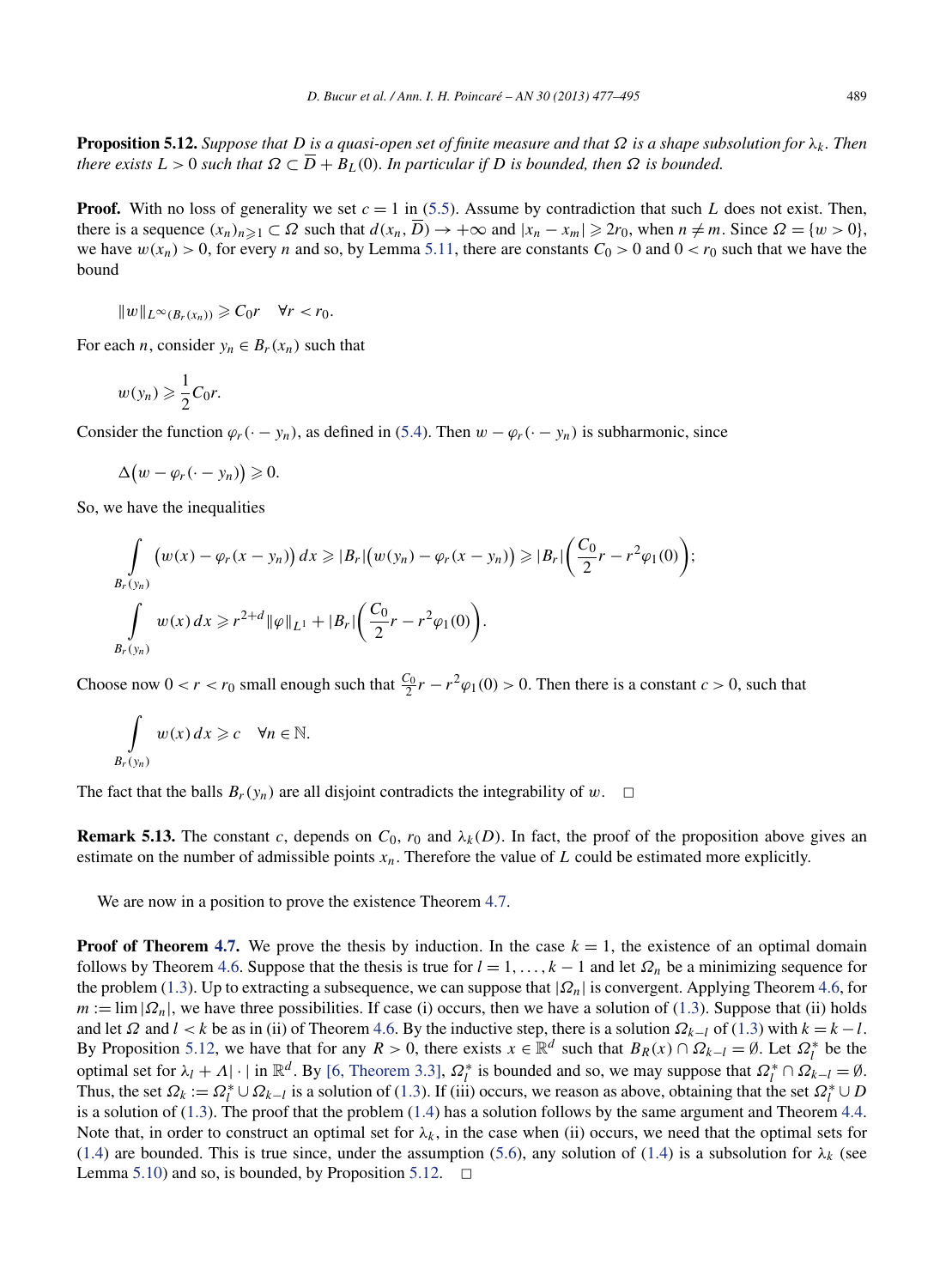**Proposition 5.12.** *Suppose that $D$ is a quasi-open set of finite measure and that $\Omega$ is a shape subsolution for $\lambda_k$. Then there exists $L > 0$ such that $\Omega \subset \overline{D} + B_L(0)$. In particular if $D$ is bounded, then $\Omega$ is bounded.*

**Proof.** With no loss of generality we set $c = 1$ in (5.5). Assume by contradiction that such $L$ does not exist. Then, there is a sequence $(x_n)_{n\geqslant 1} \subset \Omega$ such that $d(x_n, \overline{D}) \to +\infty$ and $|x_n - x_m| \geqslant 2r_0$, when $n \neq m$. Since $\Omega = \{w > 0\}$, we have $w(x_n) > 0$, for every $n$ and so, by Lemma 5.11, there are constants $C_0 > 0$ and $0 < r_0$ such that we have the bound

$$\|w\|_{L^\infty(B_r(x_n))} \geqslant C_0 r \quad \forall r < r_0.$$

For each $n$, consider $y_n \in B_r(x_n)$ such that

$$w(y_n) \geqslant \frac{1}{2} C_0 r.$$

Consider the function $\varphi_r(\cdot - y_n)$, as defined in (5.4). Then $w - \varphi_r(\cdot - y_n)$ is subharmonic, since

$$\Delta\big(w - \varphi_r(\cdot - y_n)\big) \geqslant 0.$$

So, we have the inequalities

$$\int_{B_r(y_n)} \big(w(x) - \varphi_r(x - y_n)\big)\,dx \geqslant |B_r|\big(w(y_n) - \varphi_r(x - y_n)\big) \geqslant |B_r|\left(\frac{C_0}{2} r - r^2 \varphi_1(0)\right);$$

$$\int_{B_r(y_n)} w(x)\,dx \geqslant r^{2+d}\|\varphi\|_{L^1} + |B_r|\left(\frac{C_0}{2} r - r^2 \varphi_1(0)\right).$$

Choose now $0 < r < r_0$ small enough such that $\frac{C_0}{2} r - r^2 \varphi_1(0) > 0$. Then there is a constant $c > 0$, such that

$$\int_{B_r(y_n)} w(x)\,dx \geqslant c \quad \forall n \in \mathbb{N}.$$

The fact that the balls $B_r(y_n)$ are all disjoint contradicts the integrability of $w$. $\square$

**Remark 5.13.** The constant $c$, depends on $C_0$, $r_0$ and $\lambda_k(D)$. In fact, the proof of the proposition above gives an estimate on the number of admissible points $x_n$. Therefore the value of $L$ could be estimated more explicitly.

We are now in a position to prove the existence Theorem 4.7.

**Proof of Theorem 4.7.** We prove the thesis by induction. In the case $k = 1$, the existence of an optimal domain follows by Theorem 4.6. Suppose that the thesis is true for $l = 1, \ldots, k-1$ and let $\Omega_n$ be a minimizing sequence for the problem (1.3). Up to extracting a subsequence, we can suppose that $|\Omega_n|$ is convergent. Applying Theorem 4.6, for $m := \lim|\Omega_n|$, we have three possibilities. If case (i) occurs, then we have a solution of (1.3). Suppose that (ii) holds and let $\Omega$ and $l < k$ be as in (ii) of Theorem 4.6. By the inductive step, there is a solution $\Omega_{k-l}$ of (1.3) with $k = k - l$. By Proposition 5.12, we have that for any $R > 0$, there exists $x \in \mathbb{R}^d$ such that $B_R(x) \cap \Omega_{k-l} = \emptyset$. Let $\Omega_l^*$ be the optimal set for $\lambda_l + \Lambda|\cdot|$ in $\mathbb{R}^d$. By [6, Theorem 3.3], $\Omega_l^*$ is bounded and so, we may suppose that $\Omega_l^* \cap \Omega_{k-l} = \emptyset$. Thus, the set $\Omega_k := \Omega_l^* \cup \Omega_{k-l}$ is a solution of (1.3). If (iii) occurs, we reason as above, obtaining that the set $\Omega_l^* \cup D$ is a solution of (1.3). The proof that the problem (1.4) has a solution follows by the same argument and Theorem 4.4. Note that, in order to construct an optimal set for $\lambda_k$, in the case when (ii) occurs, we need that the optimal sets for (1.4) are bounded. This is true since, under the assumption (5.6), any solution of (1.4) is a subsolution for $\lambda_k$ (see Lemma 5.10) and so, is bounded, by Proposition 5.12. $\square$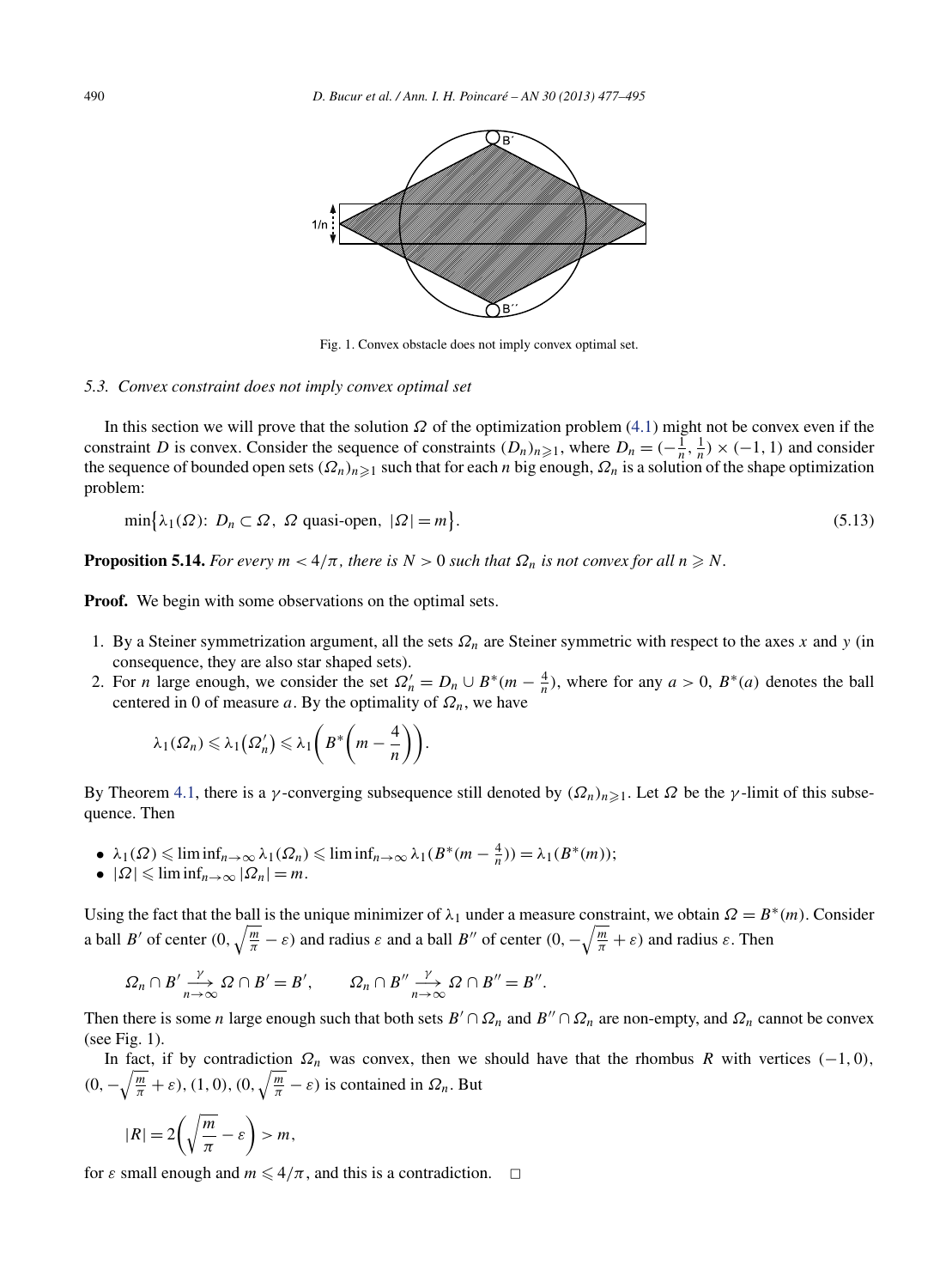Fig. 1. Convex obstacle does not imply convex optimal set.

### 5.3. Convex constraint does not imply convex optimal set

In this section we will prove that the solution $\Omega$ of the optimization problem (4.1) might not be convex even if the constraint $D$ is convex. Consider the sequence of constraints $(D_n)_{n\geqslant 1}$, where $D_n = (-\frac{1}{n}, \frac{1}{n}) \times (-1, 1)$ and consider the sequence of bounded open sets $(\Omega_n)_{n\geqslant 1}$ such that for each $n$ big enough, $\Omega_n$ is a solution of the shape optimization problem:

$$\min\{\lambda_1(\Omega):\ D_n \subset \Omega,\ \Omega \text{ quasi-open},\ |\Omega| = m\}. \tag{5.13}$$

**Proposition 5.14.** *For every $m < 4/\pi$, there is $N > 0$ such that $\Omega_n$ is not convex for all $n \geqslant N$.*

**Proof.** We begin with some observations on the optimal sets.

1. By a Steiner symmetrization argument, all the sets $\Omega_n$ are Steiner symmetric with respect to the axes $x$ and $y$ (in consequence, they are also star shaped sets).
2. For $n$ large enough, we consider the set $\Omega_n' = D_n \cup B^*(m - \frac{4}{n})$, where for any $a > 0$, $B^*(a)$ denotes the ball centered in 0 of measure $a$. By the optimality of $\Omega_n$, we have

$$\lambda_1(\Omega_n) \leqslant \lambda_1(\Omega_n') \leqslant \lambda_1\left(B^*\left(m - \frac{4}{n}\right)\right).$$

By Theorem 4.1, there is a $\gamma$-converging subsequence still denoted by $(\Omega_n)_{n\geqslant 1}$. Let $\Omega$ be the $\gamma$-limit of this subsequence. Then

- $\lambda_1(\Omega) \leqslant \liminf_{n\to\infty} \lambda_1(\Omega_n) \leqslant \liminf_{n\to\infty} \lambda_1(B^*(m - \frac{4}{n})) = \lambda_1(B^*(m))$;
- $|\Omega| \leqslant \liminf_{n\to\infty} |\Omega_n| = m$.

Using the fact that the ball is the unique minimizer of $\lambda_1$ under a measure constraint, we obtain $\Omega = B^*(m)$. Consider a ball $B'$ of center $(0, \sqrt{\frac{m}{\pi}} - \varepsilon)$ and radius $\varepsilon$ and a ball $B''$ of center $(0, -\sqrt{\frac{m}{\pi}} + \varepsilon)$ and radius $\varepsilon$. Then

$$\Omega_n \cap B' \xrightarrow[n\to\infty]{\gamma} \Omega \cap B' = B', \qquad \Omega_n \cap B'' \xrightarrow[n\to\infty]{\gamma} \Omega \cap B'' = B''.$$

Then there is some $n$ large enough such that both sets $B' \cap \Omega_n$ and $B'' \cap \Omega_n$ are non-empty, and $\Omega_n$ cannot be convex (see Fig. 1).

In fact, if by contradiction $\Omega_n$ was convex, then we should have that the rhombus $R$ with vertices $(-1, 0)$, $(0, -\sqrt{\frac{m}{\pi}} + \varepsilon)$, $(1, 0)$, $(0, \sqrt{\frac{m}{\pi}} - \varepsilon)$ is contained in $\Omega_n$. But

$$|R| = 2\left(\sqrt{\frac{m}{\pi}} - \varepsilon\right) > m,$$

for $\varepsilon$ small enough and $m \leqslant 4/\pi$, and this is a contradiction. $\square$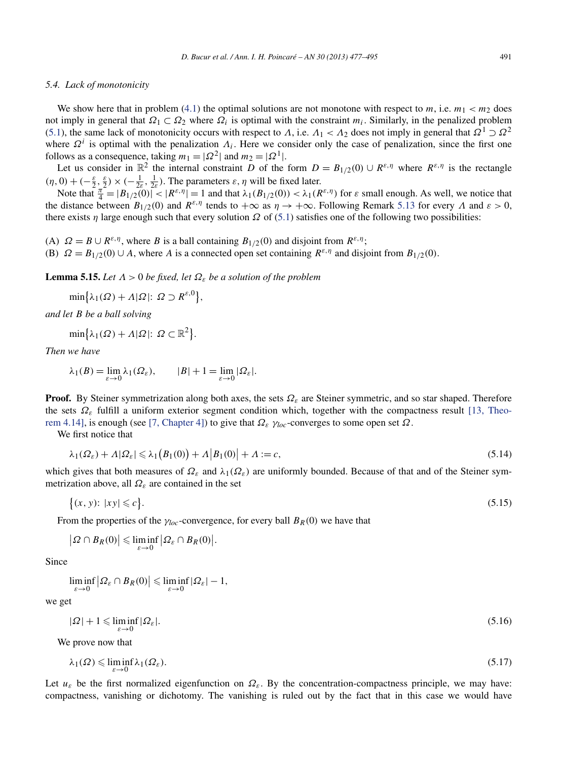### 5.4. Lack of monotonicity

We show here that in problem (4.1) the optimal solutions are not monotone with respect to $m$, i.e. $m_1 < m_2$ does not imply in general that $\Omega_1 \subset \Omega_2$ where $\Omega_i$ is optimal with the constraint $m_i$. Similarly, in the penalized problem (5.1), the same lack of monotonicity occurs with respect to $\Lambda$, i.e. $\Lambda_1 < \Lambda_2$ does not imply in general that $\Omega^1 \supset \Omega^2$ where $\Omega^i$ is optimal with the penalization $\Lambda_i$. Here we consider only the case of penalization, since the first one follows as a consequence, taking $m_1 = |\Omega^2|$ and $m_2 = |\Omega^1|$.

Let us consider in $\mathbb{R}^2$ the internal constraint $D$ of the form $D = B_{1/2}(0) \cup R^{\varepsilon,\eta}$ where $R^{\varepsilon,\eta}$ is the rectangle $(\eta, 0) + (-\frac{\varepsilon}{2}, \frac{\varepsilon}{2}) \times (-\frac{1}{2\varepsilon}, \frac{1}{2\varepsilon})$. The parameters $\varepsilon, \eta$ will be fixed later.

Note that $\frac{\pi}{4} = |B_{1/2}(0)| < |R^{\varepsilon,\eta}| = 1$ and that $\lambda_1(B_{1/2}(0)) < \lambda_1(R^{\varepsilon,\eta})$ for $\varepsilon$ small enough. As well, we notice that the distance between $B_{1/2}(0)$ and $R^{\varepsilon,\eta}$ tends to $+\infty$ as $\eta \to +\infty$. Following Remark 5.13 for every $\Lambda$ and $\varepsilon > 0$, there exists $\eta$ large enough such that every solution $\Omega$ of (5.1) satisfies one of the following two possibilities:

(A) $\Omega = B \cup R^{\varepsilon,\eta}$, where $B$ is a ball containing $B_{1/2}(0)$ and disjoint from $R^{\varepsilon,\eta}$;
(B) $\Omega = B_{1/2}(0) \cup A$, where $A$ is a connected open set containing $R^{\varepsilon,\eta}$ and disjoint from $B_{1/2}(0)$.

**Lemma 5.15.** *Let $\Lambda > 0$ be fixed, let $\Omega_\varepsilon$ be a solution of the problem*

$$\min\{\lambda_1(\Omega) + \Lambda|\Omega|:\ \Omega \supset R^{\varepsilon,0}\},$$

*and let $B$ be a ball solving*

$$\min\{\lambda_1(\Omega) + \Lambda|\Omega|:\ \Omega \subset \mathbb{R}^2\}.$$

*Then we have*

$$\lambda_1(B) = \lim_{\varepsilon\to 0} \lambda_1(\Omega_\varepsilon), \qquad |B| + 1 = \lim_{\varepsilon\to 0} |\Omega_\varepsilon|.$$

**Proof.** By Steiner symmetrization along both axes, the sets $\Omega_\varepsilon$ are Steiner symmetric, and so star shaped. Therefore the sets $\Omega_\varepsilon$ fulfill a uniform exterior segment condition which, together with the compactness result [13, Theorem 4.14], is enough (see [7, Chapter 4]) to give that $\Omega_\varepsilon$ $\gamma_{loc}$-converges to some open set $\Omega$.

We first notice that

$$\lambda_1(\Omega_\varepsilon) + \Lambda|\Omega_\varepsilon| \leqslant \lambda_1\big(B_1(0)\big) + \Lambda\big|B_1(0)\big| + \Lambda := c, \tag{5.14}$$

which gives that both measures of $\Omega_\varepsilon$ and $\lambda_1(\Omega_\varepsilon)$ are uniformly bounded. Because of that and of the Steiner symmetrization above, all $\Omega_\varepsilon$ are contained in the set

$$\{(x, y):\ |xy| \leqslant c\}. \tag{5.15}$$

From the properties of the $\gamma_{loc}$-convergence, for every ball $B_R(0)$ we have that

$$\big|\Omega \cap B_R(0)\big| \leqslant \liminf_{\varepsilon\to 0} \big|\Omega_\varepsilon \cap B_R(0)\big|.$$

Since

$$\liminf_{\varepsilon\to 0} \big|\Omega_\varepsilon \cap B_R(0)\big| \leqslant \liminf_{\varepsilon\to 0} |\Omega_\varepsilon| - 1,$$

we get

$$|\Omega| + 1 \leqslant \liminf_{\varepsilon\to 0} |\Omega_\varepsilon|. \tag{5.16}$$

We prove now that

$$\lambda_1(\Omega) \leqslant \liminf_{\varepsilon\to 0} \lambda_1(\Omega_\varepsilon). \tag{5.17}$$

Let $u_\varepsilon$ be the first normalized eigenfunction on $\Omega_\varepsilon$. By the concentration-compactness principle, we may have: compactness, vanishing or dichotomy. The vanishing is ruled out by the fact that in this case we would have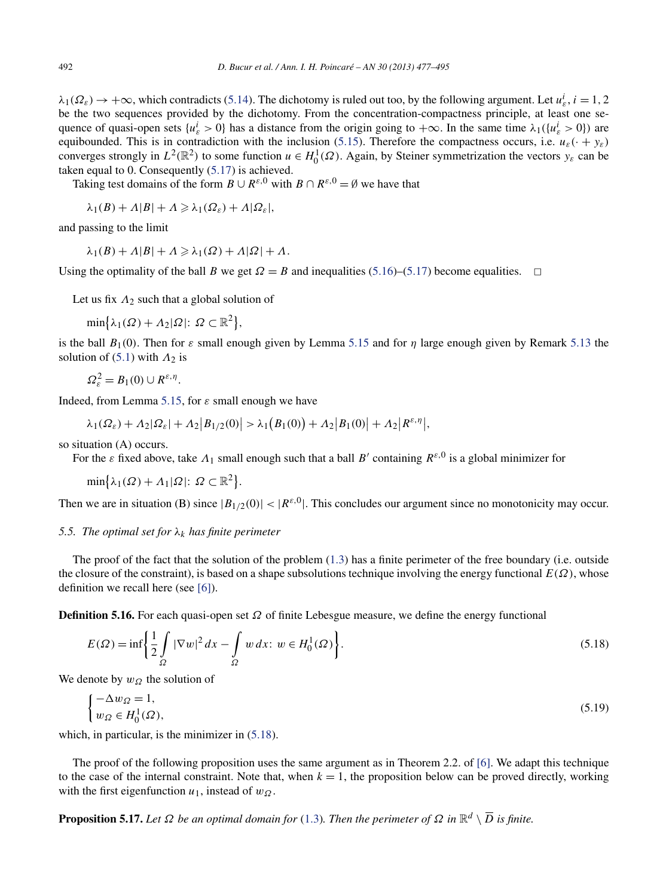$\lambda_1(\Omega_\varepsilon) \to +\infty$, which contradicts (5.14). The dichotomy is ruled out too, by the following argument. Let $u_\varepsilon^i$, $i = 1, 2$ be the two sequences provided by the dichotomy. From the concentration-compactness principle, at least one sequence of quasi-open sets $\{u_\varepsilon^i > 0\}$ has a distance from the origin going to $+\infty$. In the same time $\lambda_1(\{u_\varepsilon^i > 0\})$ are equibounded. This is in contradiction with the inclusion (5.15). Therefore the compactness occurs, i.e. $u_\varepsilon(\cdot + y_\varepsilon)$ converges strongly in $L^2(\mathbb{R}^2)$ to some function $u \in H_0^1(\Omega)$. Again, by Steiner symmetrization the vectors $y_\varepsilon$ can be taken equal to 0. Consequently (5.17) is achieved.

Taking test domains of the form $B \cup R^{\varepsilon,0}$ with $B \cap R^{\varepsilon,0} = \emptyset$ we have that

$$\lambda_1(B) + \Lambda|B| + \Lambda \geqslant \lambda_1(\Omega_\varepsilon) + \Lambda|\Omega_\varepsilon|,$$

and passing to the limit

$$\lambda_1(B) + \Lambda|B| + \Lambda \geqslant \lambda_1(\Omega) + \Lambda|\Omega| + \Lambda.$$

Using the optimality of the ball $B$ we get $\Omega = B$ and inequalities (5.16)–(5.17) become equalities. $\square$

Let us fix $\Lambda_2$ such that a global solution of

$$\min\{\lambda_1(\Omega) + \Lambda_2|\Omega| \colon \Omega \subset \mathbb{R}^2\},$$

is the ball $B_1(0)$. Then for $\varepsilon$ small enough given by Lemma 5.15 and for $\eta$ large enough given by Remark 5.13 the solution of (5.1) with $\Lambda_2$ is

$$\Omega_\varepsilon^2 = B_1(0) \cup R^{\varepsilon,\eta}.$$

Indeed, from Lemma 5.15, for $\varepsilon$ small enough we have

$$\lambda_1(\Omega_\varepsilon) + \Lambda_2|\Omega_\varepsilon| + \Lambda_2\big|B_{1/2}(0)\big| > \lambda_1\big(B_1(0)\big) + \Lambda_2\big|B_1(0)\big| + \Lambda_2\big|R^{\varepsilon,\eta}\big|,$$

so situation (A) occurs.

For the $\varepsilon$ fixed above, take $\Lambda_1$ small enough such that a ball $B'$ containing $R^{\varepsilon,0}$ is a global minimizer for

$$\min\{\lambda_1(\Omega) + \Lambda_1|\Omega| \colon \Omega \subset \mathbb{R}^2\}.$$

Then we are in situation (B) since $|B_{1/2}(0)| < |R^{\varepsilon,0}|$. This concludes our argument since no monotonicity may occur.

### *5.5. The optimal set for $\lambda_k$ has finite perimeter*

The proof of the fact that the solution of the problem (1.3) has a finite perimeter of the free boundary (i.e. outside the closure of the constraint), is based on a shape subsolutions technique involving the energy functional $E(\Omega)$, whose definition we recall here (see [6]).

**Definition 5.16.** For each quasi-open set $\Omega$ of finite Lebesgue measure, we define the energy functional

$$E(\Omega) = \inf\left\{\frac{1}{2}\int_\Omega |\nabla w|^2\,dx - \int_\Omega w\,dx \colon w \in H_0^1(\Omega)\right\}. \tag{5.18}$$

We denote by $w_\Omega$ the solution of

$$\begin{cases} -\Delta w_\Omega = 1, \\ w_\Omega \in H_0^1(\Omega), \end{cases} \tag{5.19}$$

which, in particular, is the minimizer in (5.18).

The proof of the following proposition uses the same argument as in Theorem 2.2. of [6]. We adapt this technique to the case of the internal constraint. Note that, when $k = 1$, the proposition below can be proved directly, working with the first eigenfunction $u_1$, instead of $w_\Omega$.

**Proposition 5.17.** *Let $\Omega$ be an optimal domain for* (1.3)*. Then the perimeter of $\Omega$ in $\mathbb{R}^d \setminus \overline{D}$ is finite.*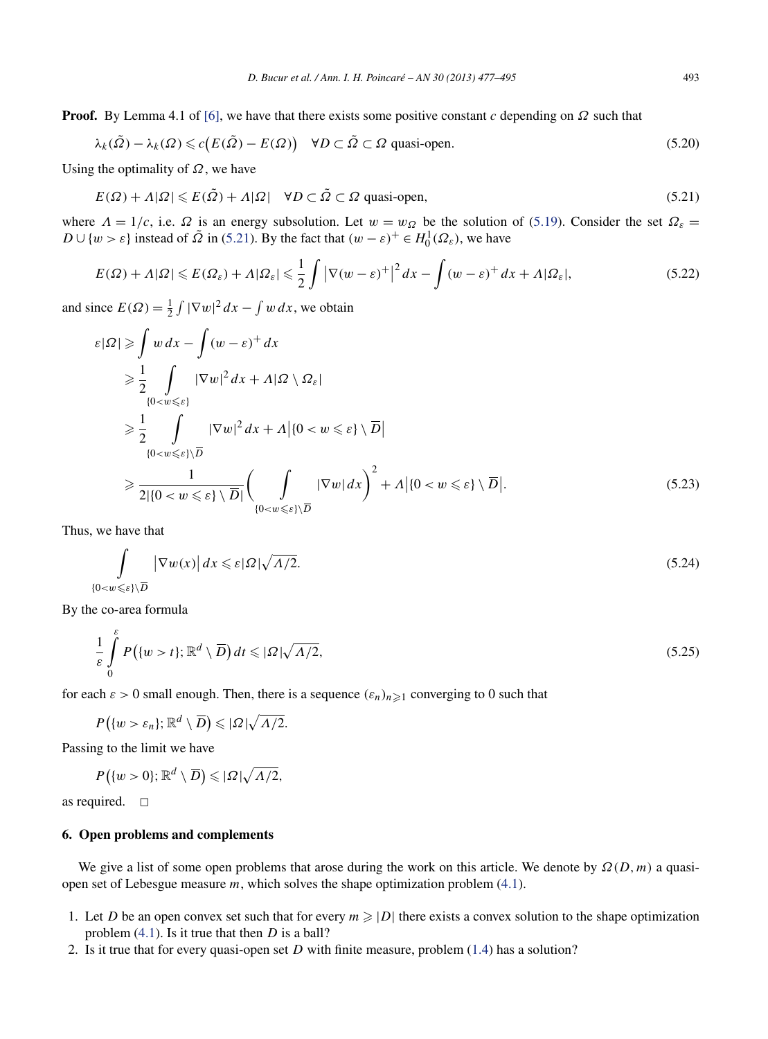**Proof.** By Lemma 4.1 of [6], we have that there exists some positive constant $c$ depending on $\Omega$ such that

$$\lambda_k(\tilde{\Omega}) - \lambda_k(\Omega) \leqslant c\big(E(\tilde{\Omega}) - E(\Omega)\big) \quad \forall D \subset \tilde{\Omega} \subset \Omega \text{ quasi-open.} \tag{5.20}$$

Using the optimality of $\Omega$, we have

$$E(\Omega) + \Lambda|\Omega| \leqslant E(\tilde{\Omega}) + \Lambda|\Omega| \quad \forall D \subset \tilde{\Omega} \subset \Omega \text{ quasi-open,} \tag{5.21}$$

where $\Lambda = 1/c$, i.e. $\Omega$ is an energy subsolution. Let $w = w_\Omega$ be the solution of (5.19). Consider the set $\Omega_\varepsilon = D \cup \{w > \varepsilon\}$ instead of $\tilde{\Omega}$ in (5.21). By the fact that $(w-\varepsilon)^+ \in H_0^1(\Omega_\varepsilon)$, we have

$$E(\Omega) + \Lambda|\Omega| \leqslant E(\Omega_\varepsilon) + \Lambda|\Omega_\varepsilon| \leqslant \frac{1}{2}\int \big|\nabla(w-\varepsilon)^+\big|^2\,dx - \int (w-\varepsilon)^+\,dx + \Lambda|\Omega_\varepsilon|, \tag{5.22}$$

and since $E(\Omega) = \frac{1}{2}\int |\nabla w|^2\,dx - \int w\,dx$, we obtain

$$\begin{aligned}
\varepsilon|\Omega| &\geqslant \int w\,dx - \int (w-\varepsilon)^+\,dx \\
&\geqslant \frac{1}{2}\int_{\{0<w\leqslant\varepsilon\}} |\nabla w|^2\,dx + \Lambda|\Omega \setminus \Omega_\varepsilon| \\
&\geqslant \frac{1}{2}\int_{\{0<w\leqslant\varepsilon\}\setminus\overline{D}} |\nabla w|^2\,dx + \Lambda\big|\{0<w\leqslant\varepsilon\}\setminus\overline{D}\big| \\
&\geqslant \frac{1}{2|\{0<w\leqslant\varepsilon\}\setminus\overline{D}|}\bigg(\int_{\{0<w\leqslant\varepsilon\}\setminus\overline{D}} |\nabla w|\,dx\bigg)^2 + \Lambda\big|\{0<w\leqslant\varepsilon\}\setminus\overline{D}\big|.
\end{aligned} \tag{5.23}$$

Thus, we have that

$$\int_{\{0<w\leqslant\varepsilon\}\setminus\overline{D}} \big|\nabla w(x)\big|\,dx \leqslant \varepsilon|\Omega|\sqrt{\Lambda/2}. \tag{5.24}$$

By the co-area formula

$$\frac{1}{\varepsilon}\int_0^\varepsilon P\big(\{w>t\};\mathbb{R}^d\setminus\overline{D}\big)\,dt \leqslant |\Omega|\sqrt{\Lambda/2}, \tag{5.25}$$

for each $\varepsilon > 0$ small enough. Then, there is a sequence $(\varepsilon_n)_{n\geqslant 1}$ converging to 0 such that

$$P\big(\{w>\varepsilon_n\};\mathbb{R}^d\setminus\overline{D}\big) \leqslant |\Omega|\sqrt{\Lambda/2}.$$

Passing to the limit we have

$$P\big(\{w>0\};\mathbb{R}^d\setminus\overline{D}\big) \leqslant |\Omega|\sqrt{\Lambda/2},$$

as required. $\square$

## 6. Open problems and complements

We give a list of some open problems that arose during the work on this article. We denote by $\Omega(D,m)$ a quasi-open set of Lebesgue measure $m$, which solves the shape optimization problem (4.1).

1. Let $D$ be an open convex set such that for every $m \geqslant |D|$ there exists a convex solution to the shape optimization problem (4.1). Is it true that then $D$ is a ball?
2. Is it true that for every quasi-open set $D$ with finite measure, problem (1.4) has a solution?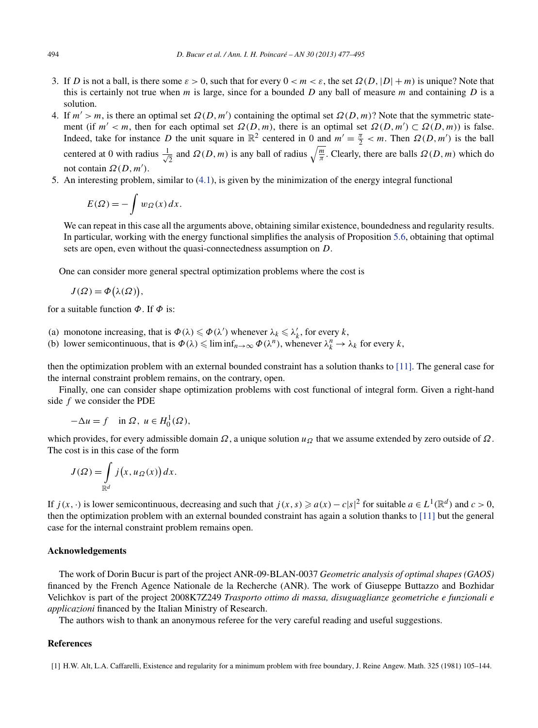3. If $D$ is not a ball, is there some $\varepsilon > 0$, such that for every $0 < m < \varepsilon$, the set $\Omega(D, |D| + m)$ is unique? Note that this is certainly not true when $m$ is large, since for a bounded $D$ any ball of measure $m$ and containing $D$ is a solution.
4. If $m' > m$, is there an optimal set $\Omega(D, m')$ containing the optimal set $\Omega(D, m)$? Note that the symmetric statement (if $m' < m$, then for each optimal set $\Omega(D, m)$, there is an optimal set $\Omega(D, m') \subset \Omega(D, m)$) is false. Indeed, take for instance $D$ the unit square in $\mathbb{R}^2$ centered in 0 and $m' = \frac{\pi}{2} < m$. Then $\Omega(D, m')$ is the ball centered at 0 with radius $\frac{1}{\sqrt{2}}$ and $\Omega(D, m)$ is any ball of radius $\sqrt{\frac{m}{\pi}}$. Clearly, there are balls $\Omega(D, m)$ which do not contain $\Omega(D, m')$.
5. An interesting problem, similar to (4.1), is given by the minimization of the energy integral functional

$$E(\Omega) = -\int w_\Omega(x)\,dx.$$

We can repeat in this case all the arguments above, obtaining similar existence, boundedness and regularity results. In particular, working with the energy functional simplifies the analysis of Proposition 5.6, obtaining that optimal sets are open, even without the quasi-connectedness assumption on $D$.

One can consider more general spectral optimization problems where the cost is

$$J(\Omega) = \Phi\big(\lambda(\Omega)\big),$$

for a suitable function $\Phi$. If $\Phi$ is:

(a) monotone increasing, that is $\Phi(\lambda) \leqslant \Phi(\lambda')$ whenever $\lambda_k \leqslant \lambda'_k$, for every $k$,
(b) lower semicontinuous, that is $\Phi(\lambda) \leqslant \liminf_{n\to\infty} \Phi(\lambda^n)$, whenever $\lambda^n_k \to \lambda_k$ for every $k$,

then the optimization problem with an external bounded constraint has a solution thanks to [11]. The general case for the internal constraint problem remains, on the contrary, open.

Finally, one can consider shape optimization problems with cost functional of integral form. Given a right-hand side $f$ we consider the PDE

$$-\Delta u = f \quad \text{in } \Omega,\ u \in H^1_0(\Omega),$$

which provides, for every admissible domain $\Omega$, a unique solution $u_\Omega$ that we assume extended by zero outside of $\Omega$. The cost is in this case of the form

$$J(\Omega) = \int_{\mathbb{R}^d} j\big(x, u_\Omega(x)\big)\,dx.$$

If $j(x,\cdot)$ is lower semicontinuous, decreasing and such that $j(x,s) \geqslant a(x) - c|s|^2$ for suitable $a \in L^1(\mathbb{R}^d)$ and $c > 0$, then the optimization problem with an external bounded constraint has again a solution thanks to [11] but the general case for the internal constraint problem remains open.

## Acknowledgements

The work of Dorin Bucur is part of the project ANR-09-BLAN-0037 *Geometric analysis of optimal shapes (GAOS)* financed by the French Agence Nationale de la Recherche (ANR). The work of Giuseppe Buttazzo and Bozhidar Velichkov is part of the project 2008K7Z249 *Trasporto ottimo di massa, disuguaglianze geometriche e funzionali e applicazioni* financed by the Italian Ministry of Research.

The authors wish to thank an anonymous referee for the very careful reading and useful suggestions.

## References

[1] H.W. Alt, L.A. Caffarelli, Existence and regularity for a minimum problem with free boundary, J. Reine Angew. Math. 325 (1981) 105–144.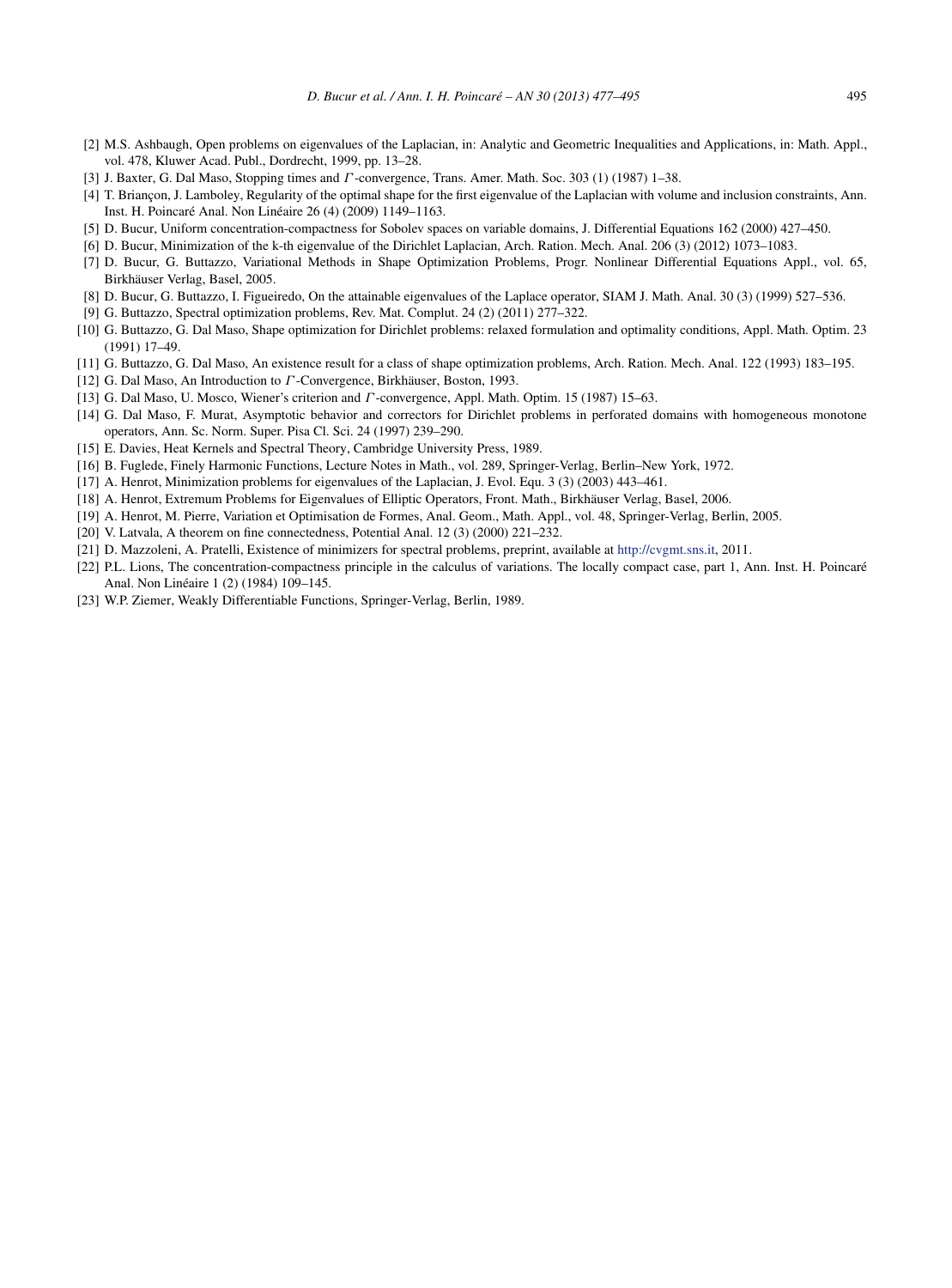[2] M.S. Ashbaugh, Open problems on eigenvalues of the Laplacian, in: Analytic and Geometric Inequalities and Applications, in: Math. Appl., vol. 478, Kluwer Acad. Publ., Dordrecht, 1999, pp. 13–28.

[3] J. Baxter, G. Dal Maso, Stopping times and $\Gamma$-convergence, Trans. Amer. Math. Soc. 303 (1) (1987) 1–38.

[4] T. Briançon, J. Lamboley, Regularity of the optimal shape for the first eigenvalue of the Laplacian with volume and inclusion constraints, Ann. Inst. H. Poincaré Anal. Non Linéaire 26 (4) (2009) 1149–1163.

[5] D. Bucur, Uniform concentration-compactness for Sobolev spaces on variable domains, J. Differential Equations 162 (2000) 427–450.

[6] D. Bucur, Minimization of the k-th eigenvalue of the Dirichlet Laplacian, Arch. Ration. Mech. Anal. 206 (3) (2012) 1073–1083.

[7] D. Bucur, G. Buttazzo, Variational Methods in Shape Optimization Problems, Progr. Nonlinear Differential Equations Appl., vol. 65, Birkhäuser Verlag, Basel, 2005.

[8] D. Bucur, G. Buttazzo, I. Figueiredo, On the attainable eigenvalues of the Laplace operator, SIAM J. Math. Anal. 30 (3) (1999) 527–536.

[9] G. Buttazzo, Spectral optimization problems, Rev. Mat. Complut. 24 (2) (2011) 277–322.

[10] G. Buttazzo, G. Dal Maso, Shape optimization for Dirichlet problems: relaxed formulation and optimality conditions, Appl. Math. Optim. 23 (1991) 17–49.

[11] G. Buttazzo, G. Dal Maso, An existence result for a class of shape optimization problems, Arch. Ration. Mech. Anal. 122 (1993) 183–195.

[12] G. Dal Maso, An Introduction to $\Gamma$-Convergence, Birkhäuser, Boston, 1993.

[13] G. Dal Maso, U. Mosco, Wiener's criterion and $\Gamma$-convergence, Appl. Math. Optim. 15 (1987) 15–63.

[14] G. Dal Maso, F. Murat, Asymptotic behavior and correctors for Dirichlet problems in perforated domains with homogeneous monotone operators, Ann. Sc. Norm. Super. Pisa Cl. Sci. 24 (1997) 239–290.

[15] E. Davies, Heat Kernels and Spectral Theory, Cambridge University Press, 1989.

[16] B. Fuglede, Finely Harmonic Functions, Lecture Notes in Math., vol. 289, Springer-Verlag, Berlin–New York, 1972.

[17] A. Henrot, Minimization problems for eigenvalues of the Laplacian, J. Evol. Equ. 3 (3) (2003) 443–461.

[18] A. Henrot, Extremum Problems for Eigenvalues of Elliptic Operators, Front. Math., Birkhäuser Verlag, Basel, 2006.

[19] A. Henrot, M. Pierre, Variation et Optimisation de Formes, Anal. Geom., Math. Appl., vol. 48, Springer-Verlag, Berlin, 2005.

[20] V. Latvala, A theorem on fine connectedness, Potential Anal. 12 (3) (2000) 221–232.

[21] D. Mazzoleni, A. Pratelli, Existence of minimizers for spectral problems, preprint, available at http://cvgmt.sns.it, 2011.

[22] P.L. Lions, The concentration-compactness principle in the calculus of variations. The locally compact case, part 1, Ann. Inst. H. Poincaré Anal. Non Linéaire 1 (2) (1984) 109–145.

[23] W.P. Ziemer, Weakly Differentiable Functions, Springer-Verlag, Berlin, 1989.